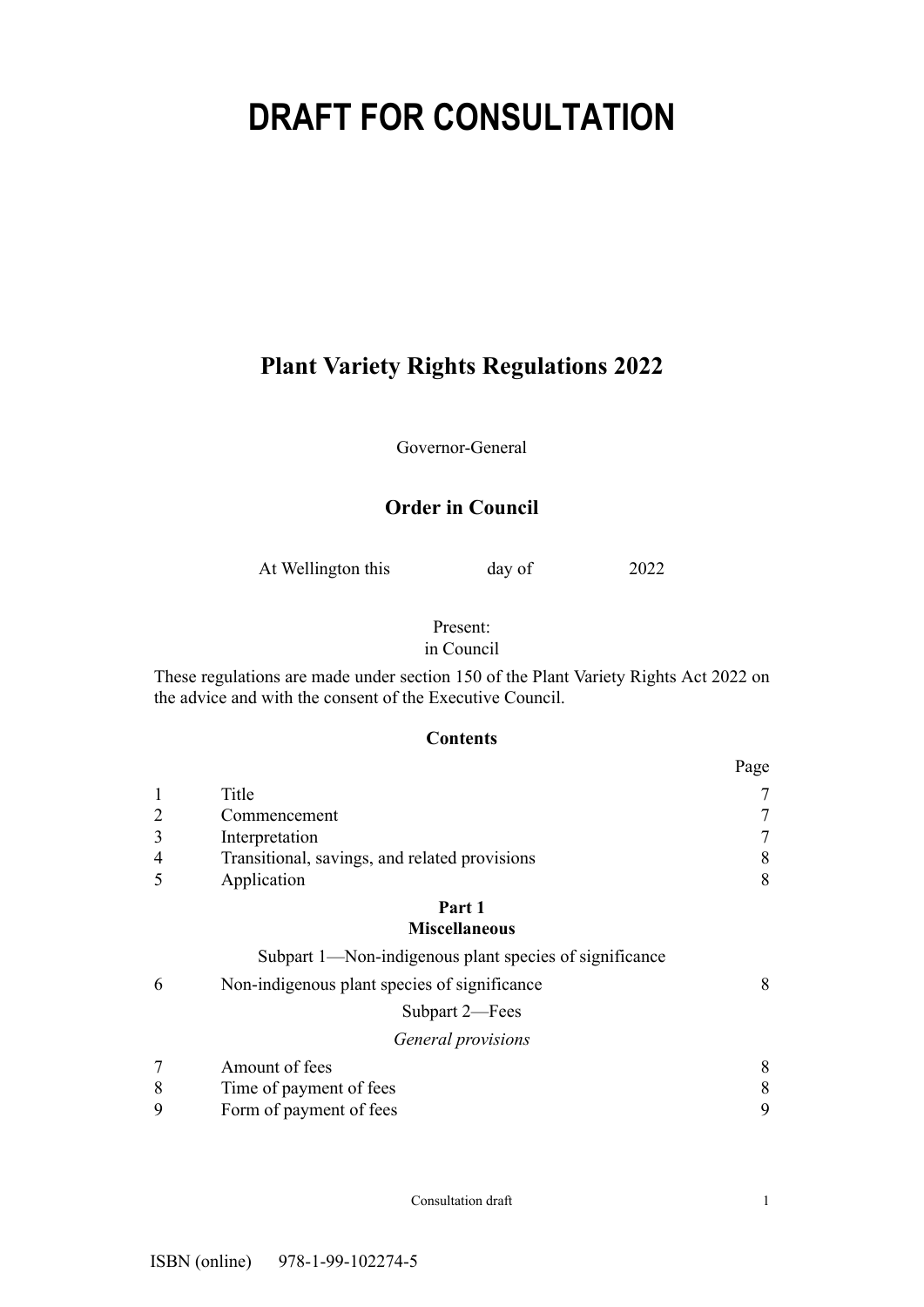# DRAFT FOR CONSULTATION

## Plant Variety Rights Regulations 2022

Governor-General

### Order in Council

At Wellington this day of 2022

Present:
in Council

These regulations are made under section 150 of the Plant Variety Rights Act 2022 on the advice and with the consent of the Executive Council.

### Contents

| | | Page |
|---|---|---|
| 1 | Title | 7 |
| 2 | Commencement | 7 |
| 3 | Interpretation | 7 |
| 4 | Transitional, savings, and related provisions | 8 |
| 5 | Application | 8 |
| | **Part 1** **Miscellaneous** | |
| | Subpart 1—Non-indigenous plant species of significance | |
| 6 | Non-indigenous plant species of significance | 8 |
| | Subpart 2—Fees | |
| | *General provisions* | |
| 7 | Amount of fees | 8 |
| 8 | Time of payment of fees | 8 |
| 9 | Form of payment of fees | 9 |

ISBN (online) 978-1-99-102274-5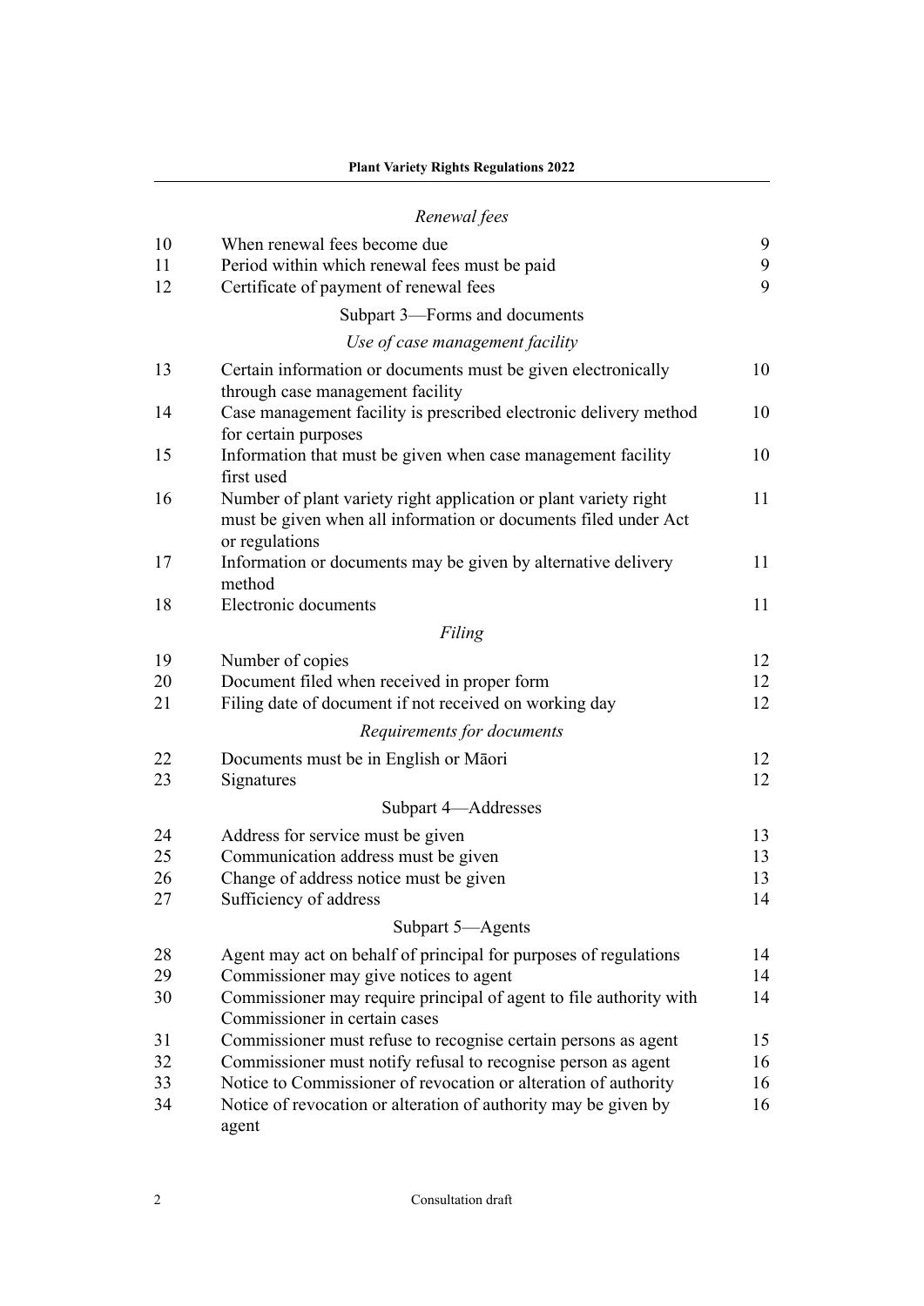*Renewal fees*

| | | |
|---|---|---|
| 10 | When renewal fees become due | 9 |
| 11 | Period within which renewal fees must be paid | 9 |
| 12 | Certificate of payment of renewal fees | 9 |

Subpart 3—Forms and documents

*Use of case management facility*

| | | |
|---|---|---|
| 13 | Certain information or documents must be given electronically through case management facility | 10 |
| 14 | Case management facility is prescribed electronic delivery method for certain purposes | 10 |
| 15 | Information that must be given when case management facility first used | 10 |
| 16 | Number of plant variety right application or plant variety right must be given when all information or documents filed under Act or regulations | 11 |
| 17 | Information or documents may be given by alternative delivery method | 11 |
| 18 | Electronic documents | 11 |

*Filing*

| | | |
|---|---|---|
| 19 | Number of copies | 12 |
| 20 | Document filed when received in proper form | 12 |
| 21 | Filing date of document if not received on working day | 12 |

*Requirements for documents*

| | | |
|---|---|---|
| 22 | Documents must be in English or Māori | 12 |
| 23 | Signatures | 12 |

Subpart 4—Addresses

| | | |
|---|---|---|
| 24 | Address for service must be given | 13 |
| 25 | Communication address must be given | 13 |
| 26 | Change of address notice must be given | 13 |
| 27 | Sufficiency of address | 14 |

Subpart 5—Agents

| | | |
|---|---|---|
| 28 | Agent may act on behalf of principal for purposes of regulations | 14 |
| 29 | Commissioner may give notices to agent | 14 |
| 30 | Commissioner may require principal of agent to file authority with Commissioner in certain cases | 14 |
| 31 | Commissioner must refuse to recognise certain persons as agent | 15 |
| 32 | Commissioner must notify refusal to recognise person as agent | 16 |
| 33 | Notice to Commissioner of revocation or alteration of authority | 16 |
| 34 | Notice of revocation or alteration of authority may be given by agent | 16 |

Consultation draft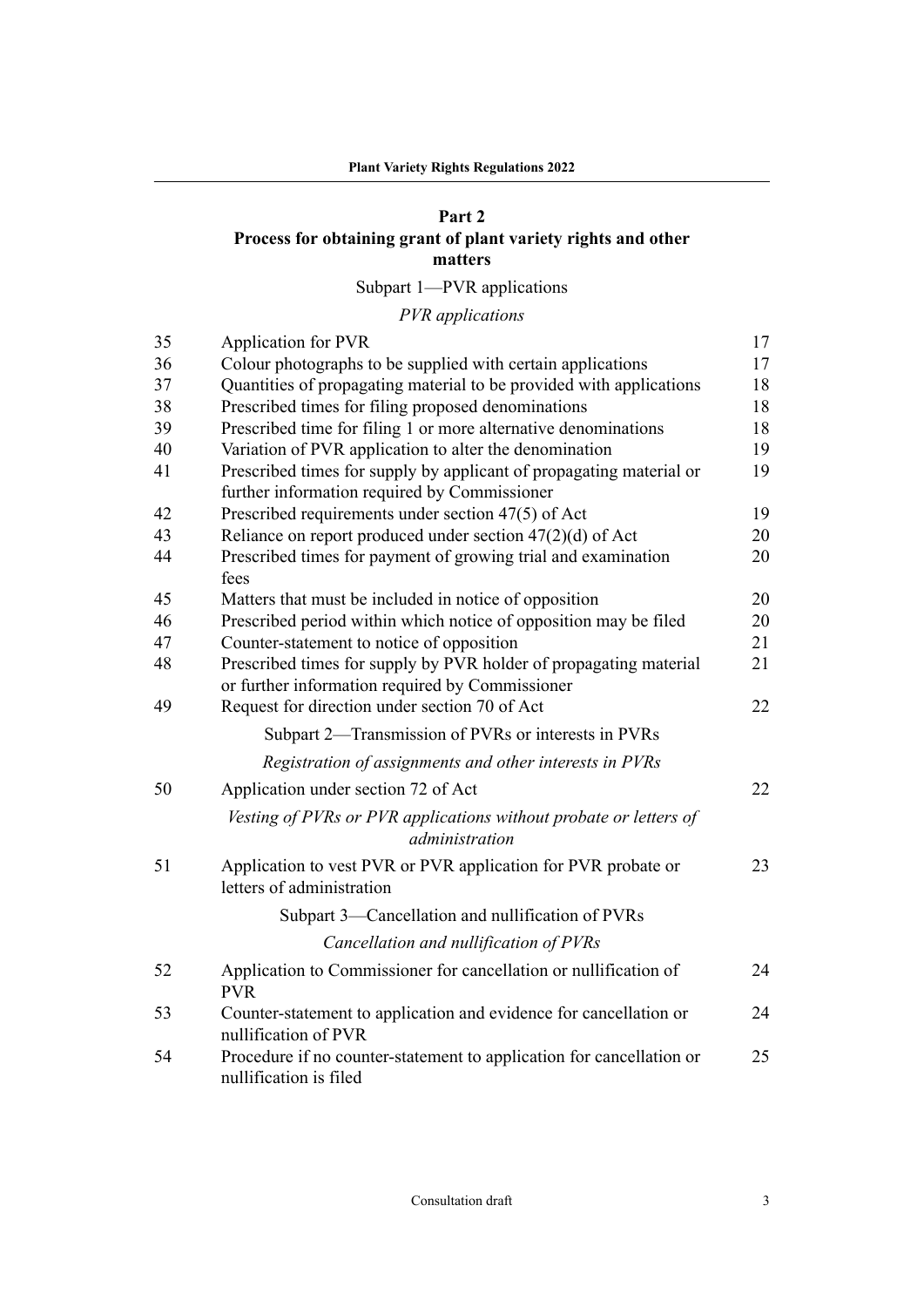## Part 2
## Process for obtaining grant of plant variety rights and other matters

Subpart 1—PVR applications

*PVR applications*

| | | |
|---|---|---|
| 35 | Application for PVR | 17 |
| 36 | Colour photographs to be supplied with certain applications | 17 |
| 37 | Quantities of propagating material to be provided with applications | 18 |
| 38 | Prescribed times for filing proposed denominations | 18 |
| 39 | Prescribed time for filing 1 or more alternative denominations | 18 |
| 40 | Variation of PVR application to alter the denomination | 19 |
| 41 | Prescribed times for supply by applicant of propagating material or further information required by Commissioner | 19 |
| 42 | Prescribed requirements under section 47(5) of Act | 19 |
| 43 | Reliance on report produced under section 47(2)(d) of Act | 20 |
| 44 | Prescribed times for payment of growing trial and examination fees | 20 |
| 45 | Matters that must be included in notice of opposition | 20 |
| 46 | Prescribed period within which notice of opposition may be filed | 20 |
| 47 | Counter-statement to notice of opposition | 21 |
| 48 | Prescribed times for supply by PVR holder of propagating material or further information required by Commissioner | 21 |
| 49 | Request for direction under section 70 of Act | 22 |

Subpart 2—Transmission of PVRs or interests in PVRs

*Registration of assignments and other interests in PVRs*

| | | |
|---|---|---|
| 50 | Application under section 72 of Act | 22 |

*Vesting of PVRs or PVR applications without probate or letters of administration*

| | | |
|---|---|---|
| 51 | Application to vest PVR or PVR application for PVR probate or letters of administration | 23 |

Subpart 3—Cancellation and nullification of PVRs

*Cancellation and nullification of PVRs*

| | | |
|---|---|---|
| 52 | Application to Commissioner for cancellation or nullification of PVR | 24 |
| 53 | Counter-statement to application and evidence for cancellation or nullification of PVR | 24 |
| 54 | Procedure if no counter-statement to application for cancellation or nullification is filed | 25 |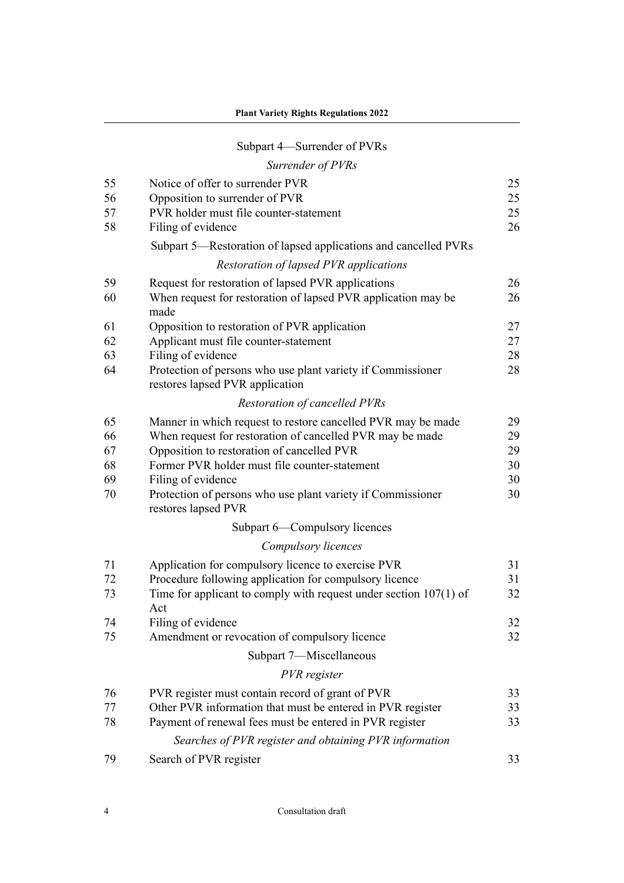Subpart 4—Surrender of PVRs

*Surrender of PVRs*

| | | |
|---|---|---|
| 55 | Notice of offer to surrender PVR | 25 |
| 56 | Opposition to surrender of PVR | 25 |
| 57 | PVR holder must file counter-statement | 25 |
| 58 | Filing of evidence | 26 |

Subpart 5—Restoration of lapsed applications and cancelled PVRs

*Restoration of lapsed PVR applications*

| | | |
|---|---|---|
| 59 | Request for restoration of lapsed PVR applications | 26 |
| 60 | When request for restoration of lapsed PVR application may be made | 26 |
| 61 | Opposition to restoration of PVR application | 27 |
| 62 | Applicant must file counter-statement | 27 |
| 63 | Filing of evidence | 28 |
| 64 | Protection of persons who use plant variety if Commissioner restores lapsed PVR application | 28 |

*Restoration of cancelled PVRs*

| | | |
|---|---|---|
| 65 | Manner in which request to restore cancelled PVR may be made | 29 |
| 66 | When request for restoration of cancelled PVR may be made | 29 |
| 67 | Opposition to restoration of cancelled PVR | 29 |
| 68 | Former PVR holder must file counter-statement | 30 |
| 69 | Filing of evidence | 30 |
| 70 | Protection of persons who use plant variety if Commissioner restores lapsed PVR | 30 |

Subpart 6—Compulsory licences

*Compulsory licences*

| | | |
|---|---|---|
| 71 | Application for compulsory licence to exercise PVR | 31 |
| 72 | Procedure following application for compulsory licence | 31 |
| 73 | Time for applicant to comply with request under section 107(1) of Act | 32 |
| 74 | Filing of evidence | 32 |
| 75 | Amendment or revocation of compulsory licence | 32 |

Subpart 7—Miscellaneous

*PVR register*

| | | |
|---|---|---|
| 76 | PVR register must contain record of grant of PVR | 33 |
| 77 | Other PVR information that must be entered in PVR register | 33 |
| 78 | Payment of renewal fees must be entered in PVR register | 33 |

*Searches of PVR register and obtaining PVR information*

| | | |
|---|---|---|
| 79 | Search of PVR register | 33 |

Consultation draft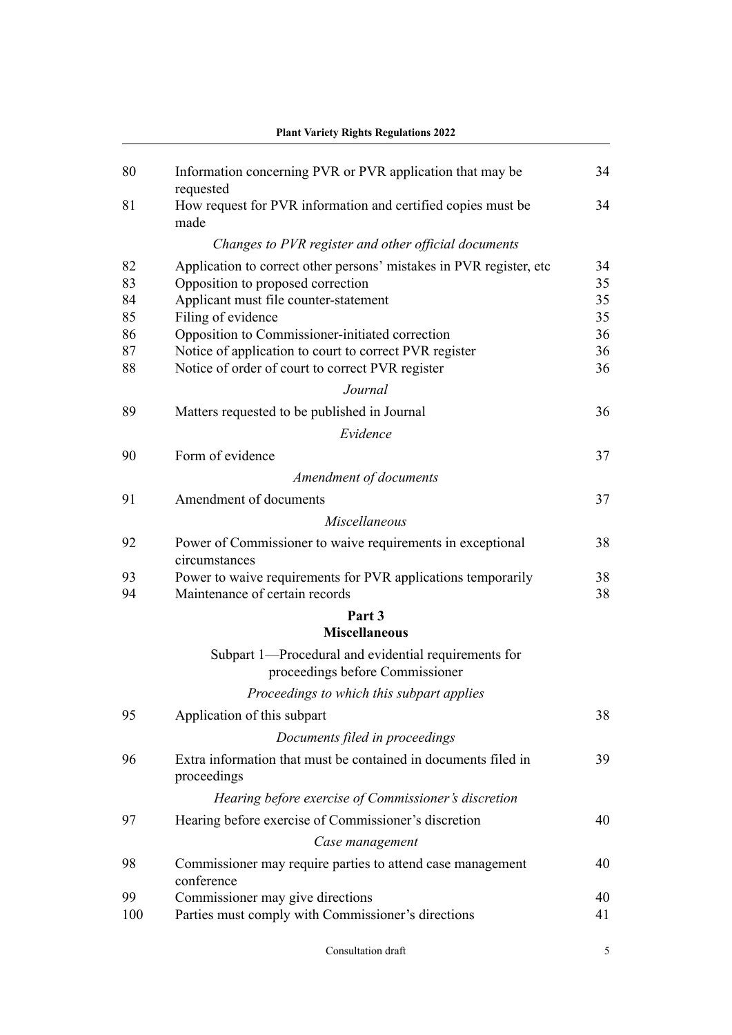| | | |
|---|---|---|
| 80 | Information concerning PVR or PVR application that may be requested | 34 |
| 81 | How request for PVR information and certified copies must be made | 34 |
| | *Changes to PVR register and other official documents* | |
| 82 | Application to correct other persons' mistakes in PVR register, etc | 34 |
| 83 | Opposition to proposed correction | 35 |
| 84 | Applicant must file counter-statement | 35 |
| 85 | Filing of evidence | 35 |
| 86 | Opposition to Commissioner-initiated correction | 36 |
| 87 | Notice of application to court to correct PVR register | 36 |
| 88 | Notice of order of court to correct PVR register | 36 |
| | *Journal* | |
| 89 | Matters requested to be published in Journal | 36 |
| | *Evidence* | |
| 90 | Form of evidence | 37 |
| | *Amendment of documents* | |
| 91 | Amendment of documents | 37 |
| | *Miscellaneous* | |
| 92 | Power of Commissioner to waive requirements in exceptional circumstances | 38 |
| 93 | Power to waive requirements for PVR applications temporarily | 38 |
| 94 | Maintenance of certain records | 38 |

**Part 3**
**Miscellaneous**

Subpart 1—Procedural and evidential requirements for proceedings before Commissioner

| | | |
|---|---|---|
| | *Proceedings to which this subpart applies* | |
| 95 | Application of this subpart | 38 |
| | *Documents filed in proceedings* | |
| 96 | Extra information that must be contained in documents filed in proceedings | 39 |
| | *Hearing before exercise of Commissioner's discretion* | |
| 97 | Hearing before exercise of Commissioner's discretion | 40 |
| | *Case management* | |
| 98 | Commissioner may require parties to attend case management conference | 40 |
| 99 | Commissioner may give directions | 40 |
| 100 | Parties must comply with Commissioner's directions | 41 |

Consultation draft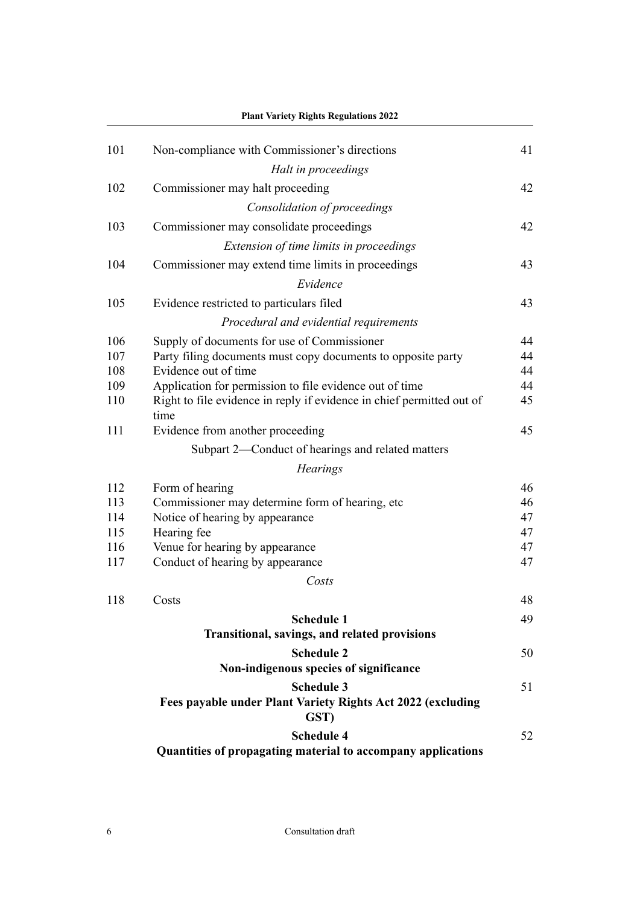| | | |
|---|---|---|
| 101 | Non-compliance with Commissioner's directions | 41 |
| | *Halt in proceedings* | |
| 102 | Commissioner may halt proceeding | 42 |
| | *Consolidation of proceedings* | |
| 103 | Commissioner may consolidate proceedings | 42 |
| | *Extension of time limits in proceedings* | |
| 104 | Commissioner may extend time limits in proceedings | 43 |
| | *Evidence* | |
| 105 | Evidence restricted to particulars filed | 43 |
| | *Procedural and evidential requirements* | |
| 106 | Supply of documents for use of Commissioner | 44 |
| 107 | Party filing documents must copy documents to opposite party | 44 |
| 108 | Evidence out of time | 44 |
| 109 | Application for permission to file evidence out of time | 44 |
| 110 | Right to file evidence in reply if evidence in chief permitted out of time | 45 |
| 111 | Evidence from another proceeding | 45 |
| | Subpart 2—Conduct of hearings and related matters | |
| | *Hearings* | |
| 112 | Form of hearing | 46 |
| 113 | Commissioner may determine form of hearing, etc | 46 |
| 114 | Notice of hearing by appearance | 47 |
| 115 | Hearing fee | 47 |
| 116 | Venue for hearing by appearance | 47 |
| 117 | Conduct of hearing by appearance | 47 |
| | *Costs* | |
| 118 | Costs | 48 |
| | **Schedule 1**<br>**Transitional, savings, and related provisions** | 49 |
| | **Schedule 2**<br>**Non-indigenous species of significance** | 50 |
| | **Schedule 3**<br>**Fees payable under Plant Variety Rights Act 2022 (excluding GST)** | 51 |
| | **Schedule 4**<br>**Quantities of propagating material to accompany applications** | 52 |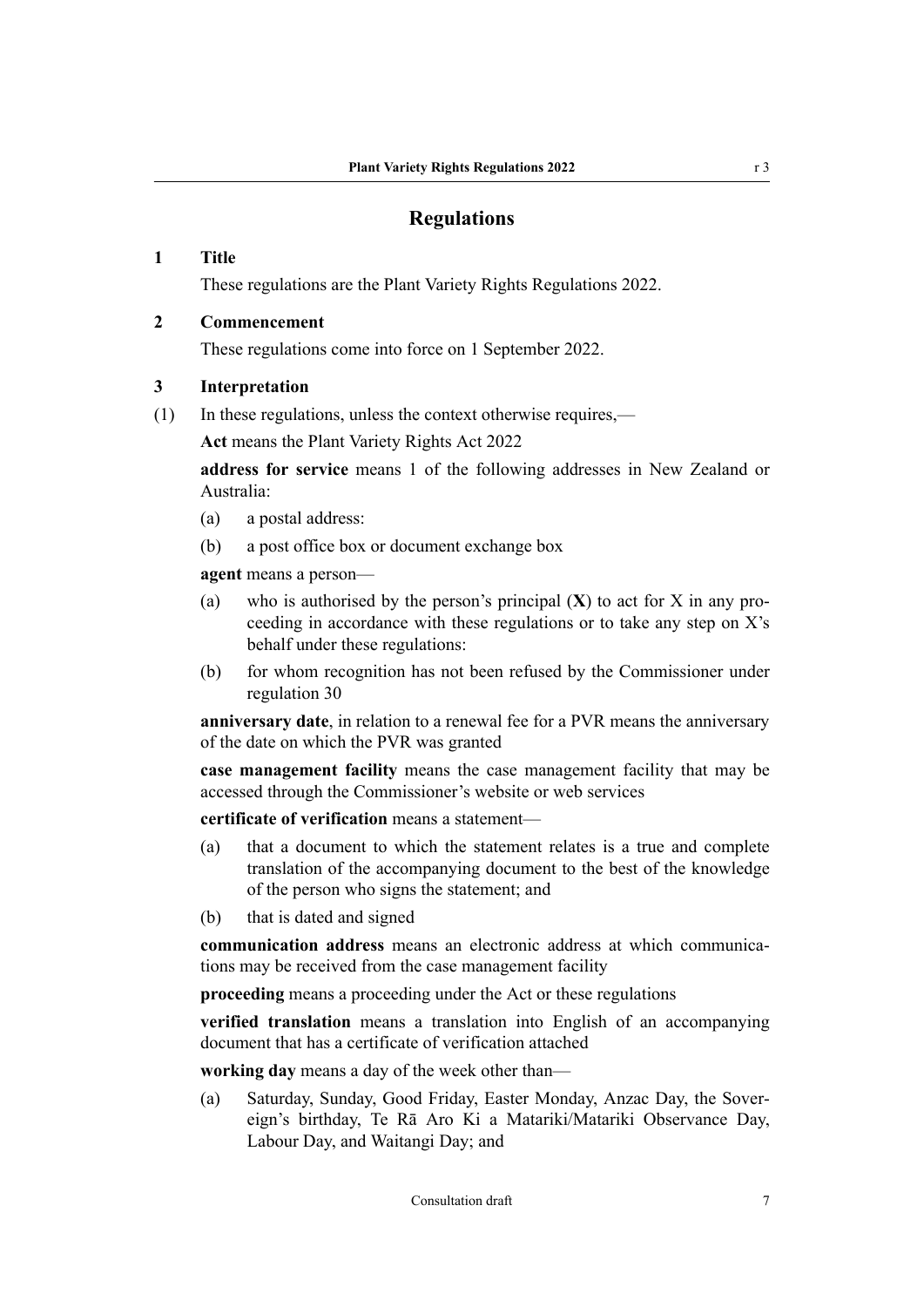# Regulations

### 1 Title

These regulations are the Plant Variety Rights Regulations 2022.

### 2 Commencement

These regulations come into force on 1 September 2022.

### 3 Interpretation

(1) In these regulations, unless the context otherwise requires,—

**Act** means the Plant Variety Rights Act 2022

**address for service** means 1 of the following addresses in New Zealand or Australia:

- (a) a postal address:
- (b) a post office box or document exchange box

**agent** means a person—

- (a) who is authorised by the person's principal (**X**) to act for X in any proceeding in accordance with these regulations or to take any step on X's behalf under these regulations:
- (b) for whom recognition has not been refused by the Commissioner under regulation 30

**anniversary date**, in relation to a renewal fee for a PVR means the anniversary of the date on which the PVR was granted

**case management facility** means the case management facility that may be accessed through the Commissioner's website or web services

**certificate of verification** means a statement—

- (a) that a document to which the statement relates is a true and complete translation of the accompanying document to the best of the knowledge of the person who signs the statement; and
- (b) that is dated and signed

**communication address** means an electronic address at which communications may be received from the case management facility

**proceeding** means a proceeding under the Act or these regulations

**verified translation** means a translation into English of an accompanying document that has a certificate of verification attached

**working day** means a day of the week other than—

- (a) Saturday, Sunday, Good Friday, Easter Monday, Anzac Day, the Sovereign's birthday, Te Rā Aro Ki a Matariki/Matariki Observance Day, Labour Day, and Waitangi Day; and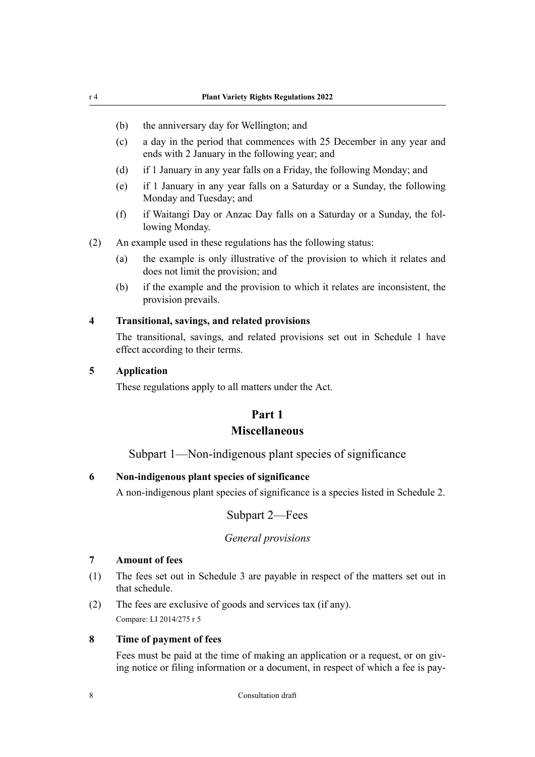(b) the anniversary day for Wellington; and

(c) a day in the period that commences with 25 December in any year and ends with 2 January in the following year; and

(d) if 1 January in any year falls on a Friday, the following Monday; and

(e) if 1 January in any year falls on a Saturday or a Sunday, the following Monday and Tuesday; and

(f) if Waitangi Day or Anzac Day falls on a Saturday or a Sunday, the following Monday.

(2) An example used in these regulations has the following status:

(a) the example is only illustrative of the provision to which it relates and does not limit the provision; and

(b) if the example and the provision to which it relates are inconsistent, the provision prevails.

**4 Transitional, savings, and related provisions**

The transitional, savings, and related provisions set out in Schedule 1 have effect according to their terms.

**5 Application**

These regulations apply to all matters under the Act.

## Part 1
## Miscellaneous

### Subpart 1—Non-indigenous plant species of significance

**6 Non-indigenous plant species of significance**

A non-indigenous plant species of significance is a species listed in Schedule 2.

### Subpart 2—Fees

*General provisions*

**7 Amount of fees**

(1) The fees set out in Schedule 3 are payable in respect of the matters set out in that schedule.

(2) The fees are exclusive of goods and services tax (if any).

Compare: LI 2014/275 r 5

**8 Time of payment of fees**

Fees must be paid at the time of making an application or a request, or on giving notice or filing information or a document, in respect of which a fee is pay-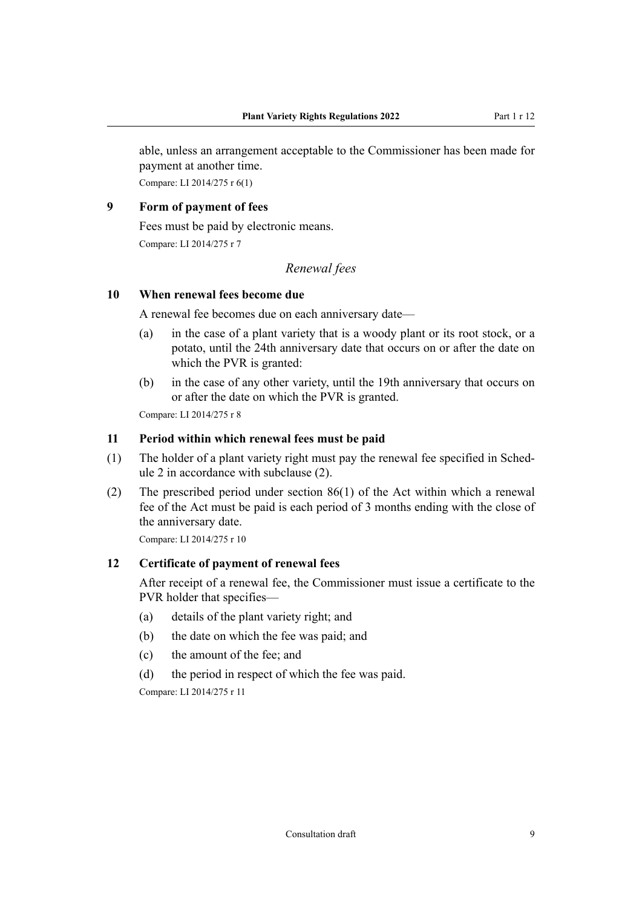able, unless an arrangement acceptable to the Commissioner has been made for payment at another time.

Compare: LI 2014/275 r 6(1)

### 9 Form of payment of fees

Fees must be paid by electronic means.

Compare: LI 2014/275 r 7

*Renewal fees*

### 10 When renewal fees become due

A renewal fee becomes due on each anniversary date—

(a) in the case of a plant variety that is a woody plant or its root stock, or a potato, until the 24th anniversary date that occurs on or after the date on which the PVR is granted:

(b) in the case of any other variety, until the 19th anniversary that occurs on or after the date on which the PVR is granted.

Compare: LI 2014/275 r 8

### 11 Period within which renewal fees must be paid

(1) The holder of a plant variety right must pay the renewal fee specified in Schedule 2 in accordance with subclause (2).

(2) The prescribed period under section 86(1) of the Act within which a renewal fee of the Act must be paid is each period of 3 months ending with the close of the anniversary date.

Compare: LI 2014/275 r 10

### 12 Certificate of payment of renewal fees

After receipt of a renewal fee, the Commissioner must issue a certificate to the PVR holder that specifies—

(a) details of the plant variety right; and

(b) the date on which the fee was paid; and

(c) the amount of the fee; and

(d) the period in respect of which the fee was paid.

Compare: LI 2014/275 r 11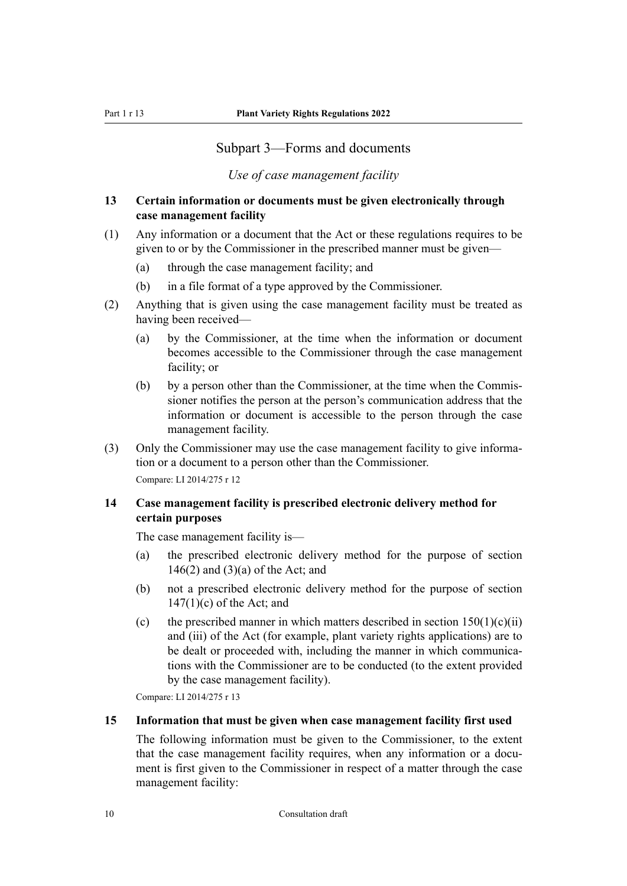## Subpart 3—Forms and documents

*Use of case management facility*

### 13 Certain information or documents must be given electronically through case management facility

(1) Any information or a document that the Act or these regulations requires to be given to or by the Commissioner in the prescribed manner must be given—

- (a) through the case management facility; and
- (b) in a file format of a type approved by the Commissioner.

(2) Anything that is given using the case management facility must be treated as having been received—

- (a) by the Commissioner, at the time when the information or document becomes accessible to the Commissioner through the case management facility; or
- (b) by a person other than the Commissioner, at the time when the Commissioner notifies the person at the person's communication address that the information or document is accessible to the person through the case management facility.

(3) Only the Commissioner may use the case management facility to give information or a document to a person other than the Commissioner.

Compare: LI 2014/275 r 12

### 14 Case management facility is prescribed electronic delivery method for certain purposes

The case management facility is—

- (a) the prescribed electronic delivery method for the purpose of section 146(2) and (3)(a) of the Act; and
- (b) not a prescribed electronic delivery method for the purpose of section 147(1)(c) of the Act; and
- (c) the prescribed manner in which matters described in section 150(1)(c)(ii) and (iii) of the Act (for example, plant variety rights applications) are to be dealt or proceeded with, including the manner in which communications with the Commissioner are to be conducted (to the extent provided by the case management facility).

Compare: LI 2014/275 r 13

### 15 Information that must be given when case management facility first used

The following information must be given to the Commissioner, to the extent that the case management facility requires, when any information or a document is first given to the Commissioner in respect of a matter through the case management facility: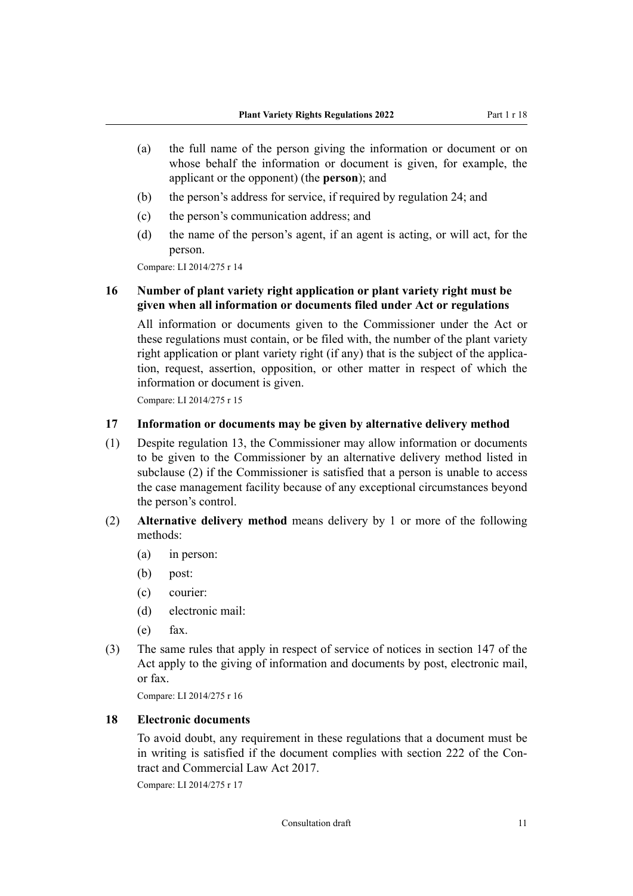(a) the full name of the person giving the information or document or on whose behalf the information or document is given, for example, the applicant or the opponent) (the **person**); and

(b) the person's address for service, if required by regulation 24; and

(c) the person's communication address; and

(d) the name of the person's agent, if an agent is acting, or will act, for the person.

Compare: LI 2014/275 r 14

### 16 Number of plant variety right application or plant variety right must be given when all information or documents filed under Act or regulations

All information or documents given to the Commissioner under the Act or these regulations must contain, or be filed with, the number of the plant variety right application or plant variety right (if any) that is the subject of the application, request, assertion, opposition, or other matter in respect of which the information or document is given.

Compare: LI 2014/275 r 15

### 17 Information or documents may be given by alternative delivery method

(1) Despite regulation 13, the Commissioner may allow information or documents to be given to the Commissioner by an alternative delivery method listed in subclause (2) if the Commissioner is satisfied that a person is unable to access the case management facility because of any exceptional circumstances beyond the person's control.

(2) **Alternative delivery method** means delivery by 1 or more of the following methods:

(a) in person:

(b) post:

(c) courier:

(d) electronic mail:

(e) fax.

(3) The same rules that apply in respect of service of notices in section 147 of the Act apply to the giving of information and documents by post, electronic mail, or fax.

Compare: LI 2014/275 r 16

### 18 Electronic documents

To avoid doubt, any requirement in these regulations that a document must be in writing is satisfied if the document complies with section 222 of the Contract and Commercial Law Act 2017.

Compare: LI 2014/275 r 17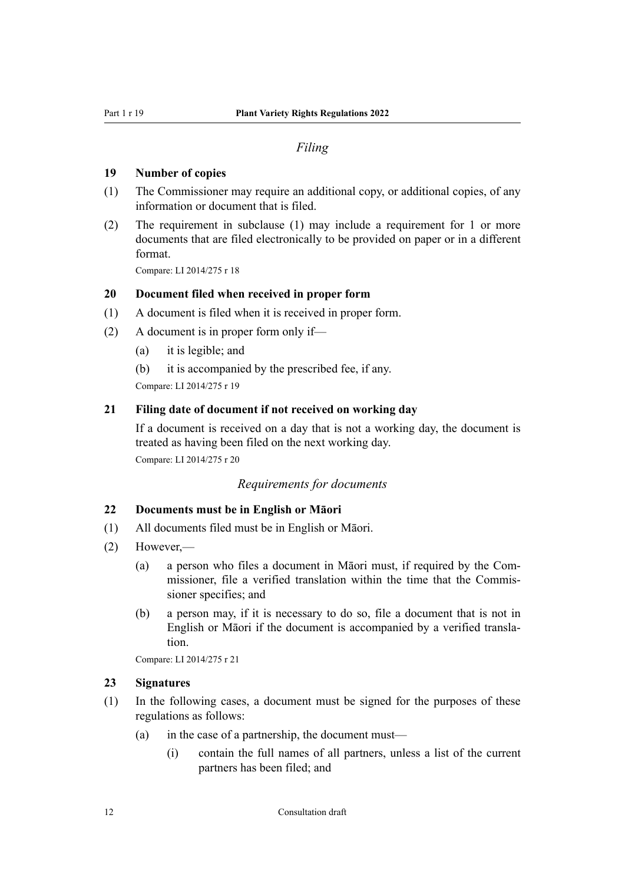*Filing*

### 19 Number of copies

(1) The Commissioner may require an additional copy, or additional copies, of any information or document that is filed.

(2) The requirement in subclause (1) may include a requirement for 1 or more documents that are filed electronically to be provided on paper or in a different format.

Compare: LI 2014/275 r 18

### 20 Document filed when received in proper form

(1) A document is filed when it is received in proper form.

(2) A document is in proper form only if—

  (a) it is legible; and

  (b) it is accompanied by the prescribed fee, if any.

Compare: LI 2014/275 r 19

### 21 Filing date of document if not received on working day

If a document is received on a day that is not a working day, the document is treated as having been filed on the next working day.

Compare: LI 2014/275 r 20

*Requirements for documents*

### 22 Documents must be in English or Māori

(1) All documents filed must be in English or Māori.

(2) However,—

  (a) a person who files a document in Māori must, if required by the Commissioner, file a verified translation within the time that the Commissioner specifies; and

  (b) a person may, if it is necessary to do so, file a document that is not in English or Māori if the document is accompanied by a verified translation.

Compare: LI 2014/275 r 21

### 23 Signatures

(1) In the following cases, a document must be signed for the purposes of these regulations as follows:

  (a) in the case of a partnership, the document must—

    (i) contain the full names of all partners, unless a list of the current partners has been filed; and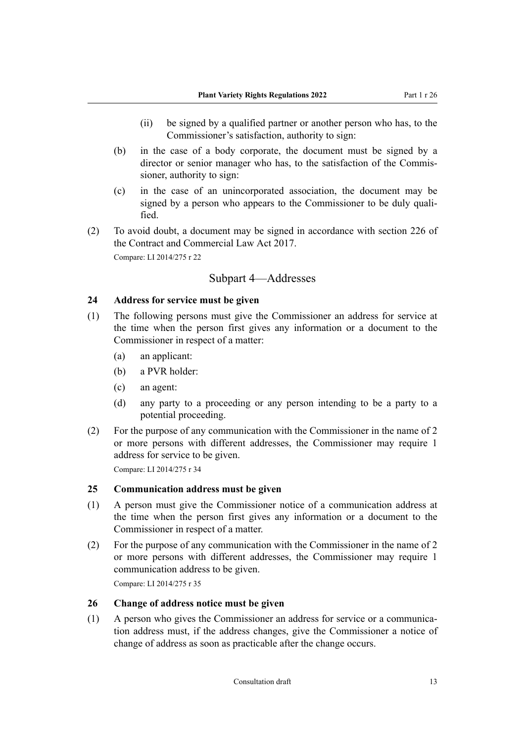(ii) be signed by a qualified partner or another person who has, to the Commissioner's satisfaction, authority to sign:

(b) in the case of a body corporate, the document must be signed by a director or senior manager who has, to the satisfaction of the Commissioner, authority to sign:

(c) in the case of an unincorporated association, the document may be signed by a person who appears to the Commissioner to be duly qualified.

(2) To avoid doubt, a document may be signed in accordance with section 226 of the Contract and Commercial Law Act 2017.

Compare: LI 2014/275 r 22

## Subpart 4—Addresses

### 24 Address for service must be given

(1) The following persons must give the Commissioner an address for service at the time when the person first gives any information or a document to the Commissioner in respect of a matter:

(a) an applicant:

(b) a PVR holder:

(c) an agent:

(d) any party to a proceeding or any person intending to be a party to a potential proceeding.

(2) For the purpose of any communication with the Commissioner in the name of 2 or more persons with different addresses, the Commissioner may require 1 address for service to be given.

Compare: LI 2014/275 r 34

### 25 Communication address must be given

(1) A person must give the Commissioner notice of a communication address at the time when the person first gives any information or a document to the Commissioner in respect of a matter.

(2) For the purpose of any communication with the Commissioner in the name of 2 or more persons with different addresses, the Commissioner may require 1 communication address to be given.

Compare: LI 2014/275 r 35

### 26 Change of address notice must be given

(1) A person who gives the Commissioner an address for service or a communication address must, if the address changes, give the Commissioner a notice of change of address as soon as practicable after the change occurs.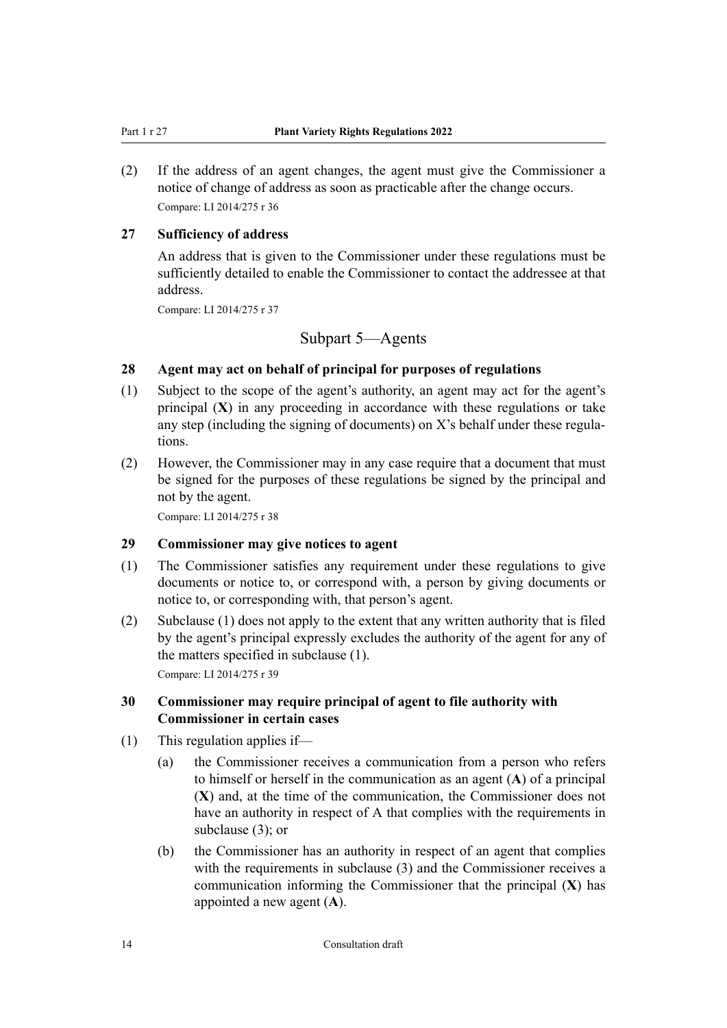(2) If the address of an agent changes, the agent must give the Commissioner a notice of change of address as soon as practicable after the change occurs.

Compare: LI 2014/275 r 36

### 27 Sufficiency of address

An address that is given to the Commissioner under these regulations must be sufficiently detailed to enable the Commissioner to contact the addressee at that address.

Compare: LI 2014/275 r 37

## Subpart 5—Agents

### 28 Agent may act on behalf of principal for purposes of regulations

(1) Subject to the scope of the agent's authority, an agent may act for the agent's principal (**X**) in any proceeding in accordance with these regulations or take any step (including the signing of documents) on X's behalf under these regulations.

(2) However, the Commissioner may in any case require that a document that must be signed for the purposes of these regulations be signed by the principal and not by the agent.

Compare: LI 2014/275 r 38

### 29 Commissioner may give notices to agent

(1) The Commissioner satisfies any requirement under these regulations to give documents or notice to, or correspond with, a person by giving documents or notice to, or corresponding with, that person's agent.

(2) Subclause (1) does not apply to the extent that any written authority that is filed by the agent's principal expressly excludes the authority of the agent for any of the matters specified in subclause (1).

Compare: LI 2014/275 r 39

### 30 Commissioner may require principal of agent to file authority with Commissioner in certain cases

(1) This regulation applies if—

(a) the Commissioner receives a communication from a person who refers to himself or herself in the communication as an agent (**A**) of a principal (**X**) and, at the time of the communication, the Commissioner does not have an authority in respect of A that complies with the requirements in subclause (3); or

(b) the Commissioner has an authority in respect of an agent that complies with the requirements in subclause (3) and the Commissioner receives a communication informing the Commissioner that the principal (**X**) has appointed a new agent (**A**).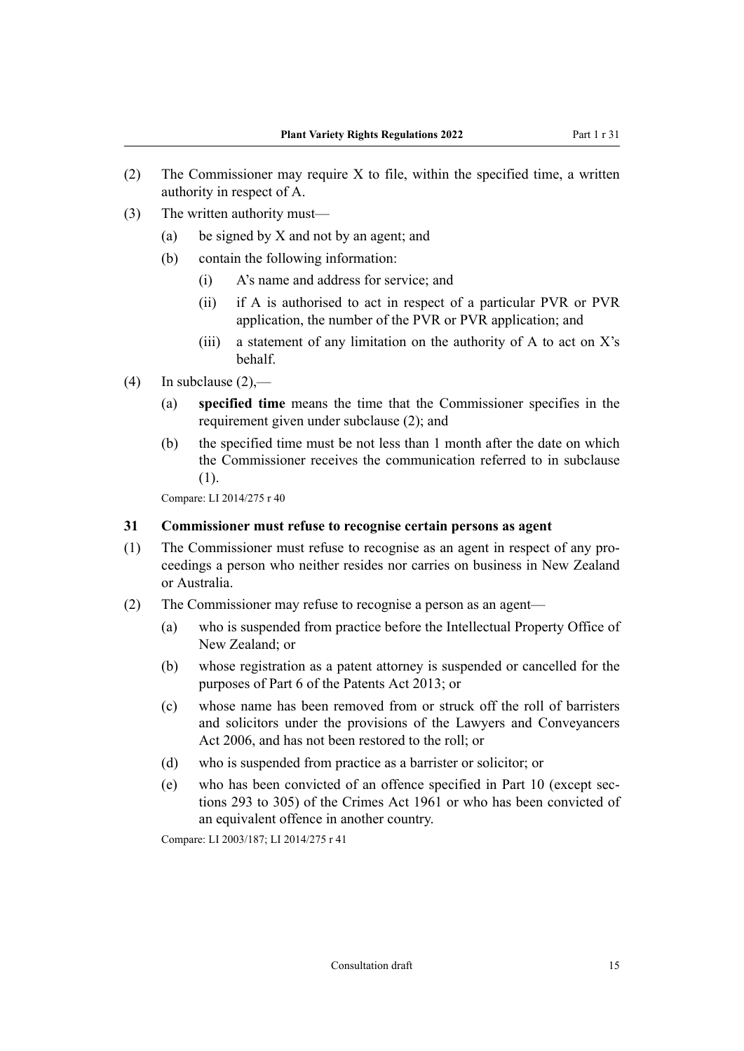(2) The Commissioner may require X to file, within the specified time, a written authority in respect of A.

(3) The written authority must—

  (a) be signed by X and not by an agent; and

  (b) contain the following information:

    (i) A's name and address for service; and

    (ii) if A is authorised to act in respect of a particular PVR or PVR application, the number of the PVR or PVR application; and

    (iii) a statement of any limitation on the authority of A to act on X's behalf.

(4) In subclause (2),—

  (a) **specified time** means the time that the Commissioner specifies in the requirement given under subclause (2); and

  (b) the specified time must be not less than 1 month after the date on which the Commissioner receives the communication referred to in subclause (1).

Compare: LI 2014/275 r 40

### 31 Commissioner must refuse to recognise certain persons as agent

(1) The Commissioner must refuse to recognise as an agent in respect of any proceedings a person who neither resides nor carries on business in New Zealand or Australia.

(2) The Commissioner may refuse to recognise a person as an agent—

  (a) who is suspended from practice before the Intellectual Property Office of New Zealand; or

  (b) whose registration as a patent attorney is suspended or cancelled for the purposes of Part 6 of the Patents Act 2013; or

  (c) whose name has been removed from or struck off the roll of barristers and solicitors under the provisions of the Lawyers and Conveyancers Act 2006, and has not been restored to the roll; or

  (d) who is suspended from practice as a barrister or solicitor; or

  (e) who has been convicted of an offence specified in Part 10 (except sections 293 to 305) of the Crimes Act 1961 or who has been convicted of an equivalent offence in another country.

Compare: LI 2003/187; LI 2014/275 r 41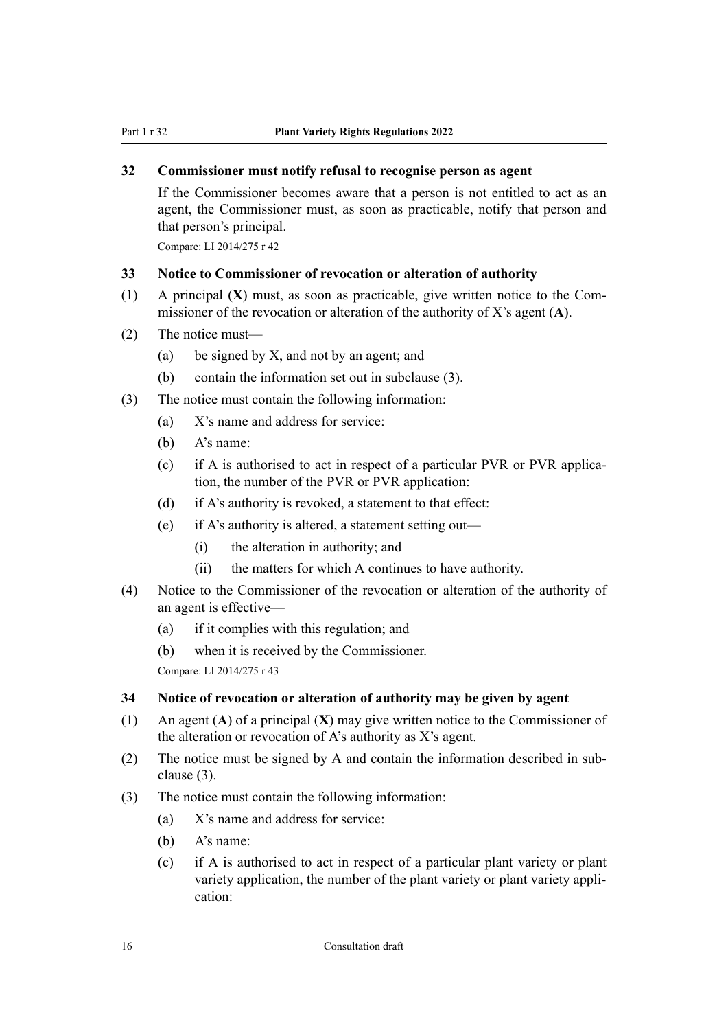### 32 Commissioner must notify refusal to recognise person as agent

If the Commissioner becomes aware that a person is not entitled to act as an agent, the Commissioner must, as soon as practicable, notify that person and that person's principal.

Compare: LI 2014/275 r 42

### 33 Notice to Commissioner of revocation or alteration of authority

(1) A principal (**X**) must, as soon as practicable, give written notice to the Commissioner of the revocation or alteration of the authority of X's agent (**A**).

(2) The notice must—

- (a) be signed by X, and not by an agent; and
- (b) contain the information set out in subclause (3).

(3) The notice must contain the following information:

- (a) X's name and address for service:
- (b) A's name:
- (c) if A is authorised to act in respect of a particular PVR or PVR application, the number of the PVR or PVR application:
- (d) if A's authority is revoked, a statement to that effect:
- (e) if A's authority is altered, a statement setting out—
  - (i) the alteration in authority; and
  - (ii) the matters for which A continues to have authority.

(4) Notice to the Commissioner of the revocation or alteration of the authority of an agent is effective—

- (a) if it complies with this regulation; and
- (b) when it is received by the Commissioner.

Compare: LI 2014/275 r 43

### 34 Notice of revocation or alteration of authority may be given by agent

(1) An agent (**A**) of a principal (**X**) may give written notice to the Commissioner of the alteration or revocation of A's authority as X's agent.

(2) The notice must be signed by A and contain the information described in subclause (3).

(3) The notice must contain the following information:

- (a) X's name and address for service:
- (b) A's name:
- (c) if A is authorised to act in respect of a particular plant variety or plant variety application, the number of the plant variety or plant variety application: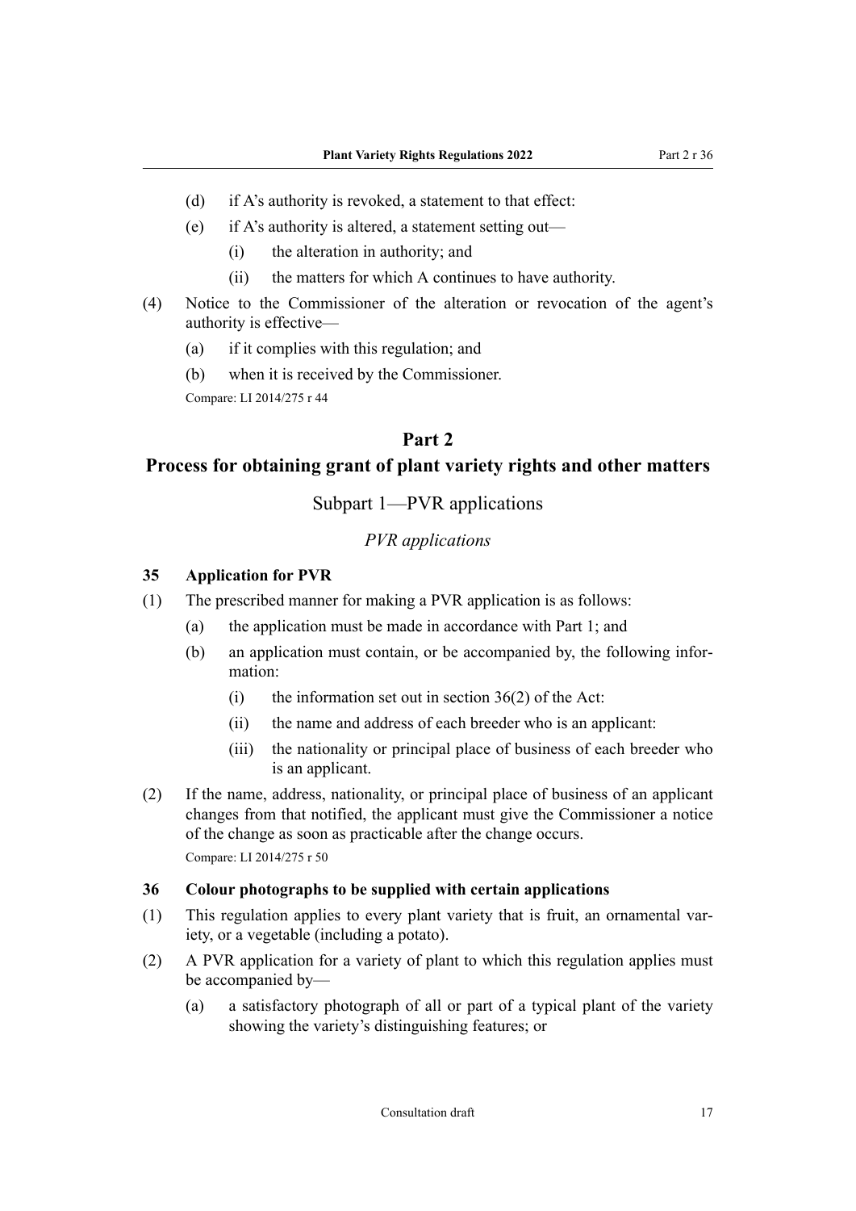(d) if A's authority is revoked, a statement to that effect:

(e) if A's authority is altered, a statement setting out—

  (i) the alteration in authority; and

  (ii) the matters for which A continues to have authority.

(4) Notice to the Commissioner of the alteration or revocation of the agent's authority is effective—

  (a) if it complies with this regulation; and

  (b) when it is received by the Commissioner.

Compare: LI 2014/275 r 44

# Part 2

# Process for obtaining grant of plant variety rights and other matters

## Subpart 1—PVR applications

### *PVR applications*

**35 Application for PVR**

(1) The prescribed manner for making a PVR application is as follows:

  (a) the application must be made in accordance with Part 1; and

  (b) an application must contain, or be accompanied by, the following information:

    (i) the information set out in section 36(2) of the Act:

    (ii) the name and address of each breeder who is an applicant:

    (iii) the nationality or principal place of business of each breeder who is an applicant.

(2) If the name, address, nationality, or principal place of business of an applicant changes from that notified, the applicant must give the Commissioner a notice of the change as soon as practicable after the change occurs.

Compare: LI 2014/275 r 50

**36 Colour photographs to be supplied with certain applications**

(1) This regulation applies to every plant variety that is fruit, an ornamental variety, or a vegetable (including a potato).

(2) A PVR application for a variety of plant to which this regulation applies must be accompanied by—

  (a) a satisfactory photograph of all or part of a typical plant of the variety showing the variety's distinguishing features; or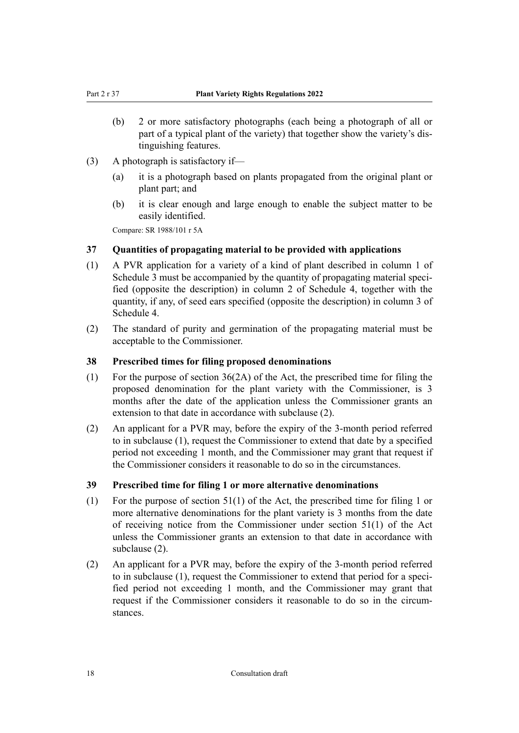(b) 2 or more satisfactory photographs (each being a photograph of all or part of a typical plant of the variety) that together show the variety's distinguishing features.

(3) A photograph is satisfactory if—

(a) it is a photograph based on plants propagated from the original plant or plant part; and

(b) it is clear enough and large enough to enable the subject matter to be easily identified.

Compare: SR 1988/101 r 5A

### 37 Quantities of propagating material to be provided with applications

(1) A PVR application for a variety of a kind of plant described in column 1 of Schedule 3 must be accompanied by the quantity of propagating material specified (opposite the description) in column 2 of Schedule 4, together with the quantity, if any, of seed ears specified (opposite the description) in column 3 of Schedule 4.

(2) The standard of purity and germination of the propagating material must be acceptable to the Commissioner.

### 38 Prescribed times for filing proposed denominations

(1) For the purpose of section 36(2A) of the Act, the prescribed time for filing the proposed denomination for the plant variety with the Commissioner, is 3 months after the date of the application unless the Commissioner grants an extension to that date in accordance with subclause (2).

(2) An applicant for a PVR may, before the expiry of the 3-month period referred to in subclause (1), request the Commissioner to extend that date by a specified period not exceeding 1 month, and the Commissioner may grant that request if the Commissioner considers it reasonable to do so in the circumstances.

### 39 Prescribed time for filing 1 or more alternative denominations

(1) For the purpose of section 51(1) of the Act, the prescribed time for filing 1 or more alternative denominations for the plant variety is 3 months from the date of receiving notice from the Commissioner under section 51(1) of the Act unless the Commissioner grants an extension to that date in accordance with subclause (2).

(2) An applicant for a PVR may, before the expiry of the 3-month period referred to in subclause (1), request the Commissioner to extend that period for a specified period not exceeding 1 month, and the Commissioner may grant that request if the Commissioner considers it reasonable to do so in the circumstances.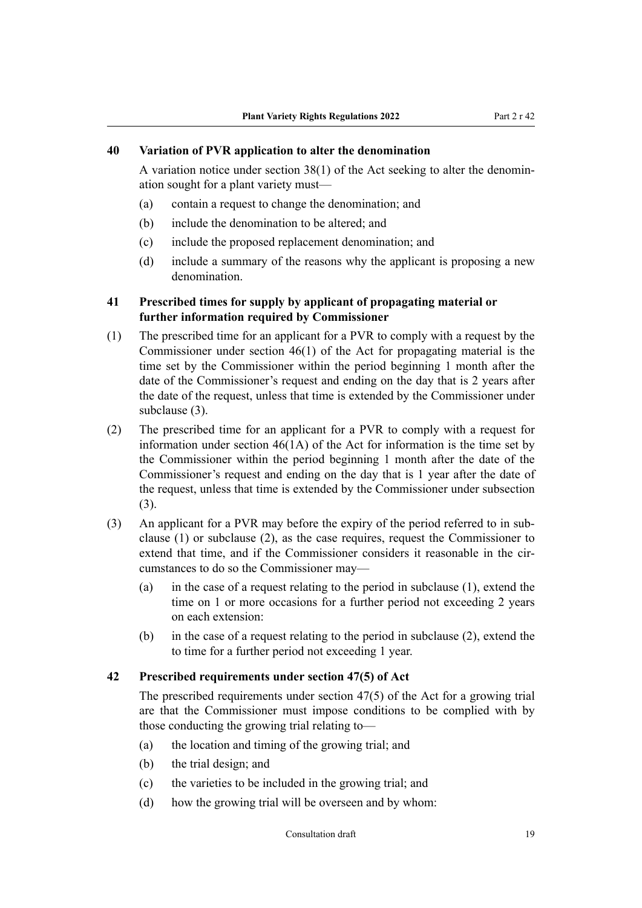### 40 Variation of PVR application to alter the denomination

A variation notice under section 38(1) of the Act seeking to alter the denomination sought for a plant variety must—

(a) contain a request to change the denomination; and

(b) include the denomination to be altered; and

(c) include the proposed replacement denomination; and

(d) include a summary of the reasons why the applicant is proposing a new denomination.

### 41 Prescribed times for supply by applicant of propagating material or further information required by Commissioner

(1) The prescribed time for an applicant for a PVR to comply with a request by the Commissioner under section 46(1) of the Act for propagating material is the time set by the Commissioner within the period beginning 1 month after the date of the Commissioner's request and ending on the day that is 2 years after the date of the request, unless that time is extended by the Commissioner under subclause (3).

(2) The prescribed time for an applicant for a PVR to comply with a request for information under section 46(1A) of the Act for information is the time set by the Commissioner within the period beginning 1 month after the date of the Commissioner's request and ending on the day that is 1 year after the date of the request, unless that time is extended by the Commissioner under subsection (3).

(3) An applicant for a PVR may before the expiry of the period referred to in subclause (1) or subclause (2), as the case requires, request the Commissioner to extend that time, and if the Commissioner considers it reasonable in the circumstances to do so the Commissioner may—

(a) in the case of a request relating to the period in subclause (1), extend the time on 1 or more occasions for a further period not exceeding 2 years on each extension:

(b) in the case of a request relating to the period in subclause (2), extend the to time for a further period not exceeding 1 year.

### 42 Prescribed requirements under section 47(5) of Act

The prescribed requirements under section 47(5) of the Act for a growing trial are that the Commissioner must impose conditions to be complied with by those conducting the growing trial relating to—

(a) the location and timing of the growing trial; and

(b) the trial design; and

(c) the varieties to be included in the growing trial; and

(d) how the growing trial will be overseen and by whom: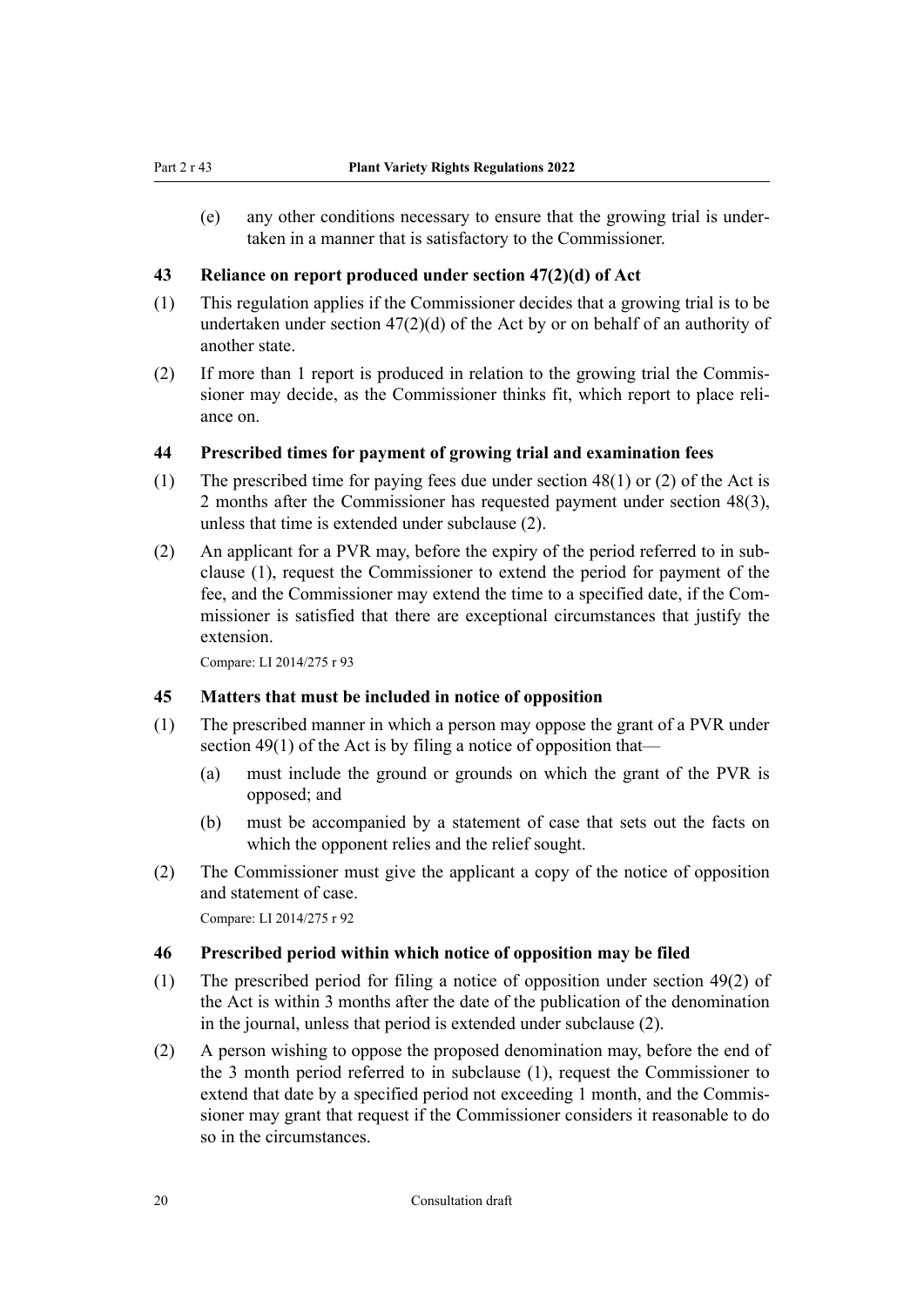(e) any other conditions necessary to ensure that the growing trial is undertaken in a manner that is satisfactory to the Commissioner.

### 43 Reliance on report produced under section 47(2)(d) of Act

(1) This regulation applies if the Commissioner decides that a growing trial is to be undertaken under section 47(2)(d) of the Act by or on behalf of an authority of another state.

(2) If more than 1 report is produced in relation to the growing trial the Commissioner may decide, as the Commissioner thinks fit, which report to place reliance on.

### 44 Prescribed times for payment of growing trial and examination fees

(1) The prescribed time for paying fees due under section 48(1) or (2) of the Act is 2 months after the Commissioner has requested payment under section 48(3), unless that time is extended under subclause (2).

(2) An applicant for a PVR may, before the expiry of the period referred to in subclause (1), request the Commissioner to extend the period for payment of the fee, and the Commissioner may extend the time to a specified date, if the Commissioner is satisfied that there are exceptional circumstances that justify the extension.

Compare: LI 2014/275 r 93

### 45 Matters that must be included in notice of opposition

(1) The prescribed manner in which a person may oppose the grant of a PVR under section 49(1) of the Act is by filing a notice of opposition that—

  (a) must include the ground or grounds on which the grant of the PVR is opposed; and

  (b) must be accompanied by a statement of case that sets out the facts on which the opponent relies and the relief sought.

(2) The Commissioner must give the applicant a copy of the notice of opposition and statement of case.

Compare: LI 2014/275 r 92

### 46 Prescribed period within which notice of opposition may be filed

(1) The prescribed period for filing a notice of opposition under section 49(2) of the Act is within 3 months after the date of the publication of the denomination in the journal, unless that period is extended under subclause (2).

(2) A person wishing to oppose the proposed denomination may, before the end of the 3 month period referred to in subclause (1), request the Commissioner to extend that date by a specified period not exceeding 1 month, and the Commissioner may grant that request if the Commissioner considers it reasonable to do so in the circumstances.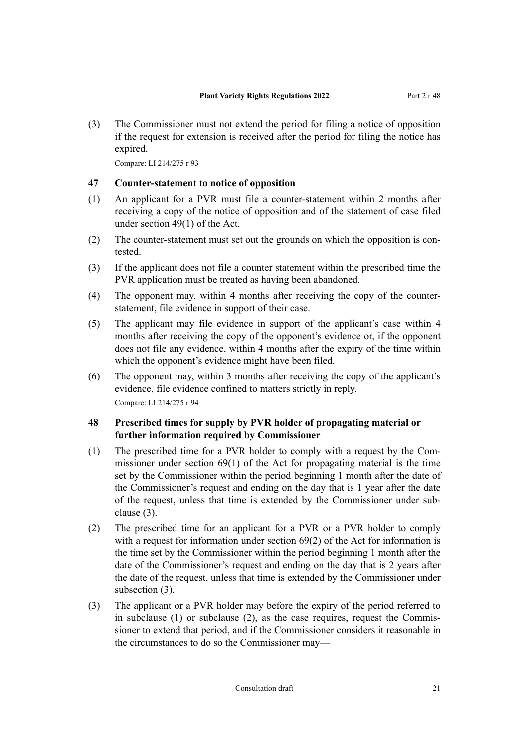(3) The Commissioner must not extend the period for filing a notice of opposition if the request for extension is received after the period for filing the notice has expired.

Compare: LI 214/275 r 93

### 47 Counter-statement to notice of opposition

(1) An applicant for a PVR must file a counter-statement within 2 months after receiving a copy of the notice of opposition and of the statement of case filed under section 49(1) of the Act.

(2) The counter-statement must set out the grounds on which the opposition is contested.

(3) If the applicant does not file a counter statement within the prescribed time the PVR application must be treated as having been abandoned.

(4) The opponent may, within 4 months after receiving the copy of the counter-statement, file evidence in support of their case.

(5) The applicant may file evidence in support of the applicant's case within 4 months after receiving the copy of the opponent's evidence or, if the opponent does not file any evidence, within 4 months after the expiry of the time within which the opponent's evidence might have been filed.

(6) The opponent may, within 3 months after receiving the copy of the applicant's evidence, file evidence confined to matters strictly in reply.

Compare: LI 214/275 r 94

### 48 Prescribed times for supply by PVR holder of propagating material or further information required by Commissioner

(1) The prescribed time for a PVR holder to comply with a request by the Commissioner under section 69(1) of the Act for propagating material is the time set by the Commissioner within the period beginning 1 month after the date of the Commissioner's request and ending on the day that is 1 year after the date of the request, unless that time is extended by the Commissioner under subclause (3).

(2) The prescribed time for an applicant for a PVR or a PVR holder to comply with a request for information under section 69(2) of the Act for information is the time set by the Commissioner within the period beginning 1 month after the date of the Commissioner's request and ending on the day that is 2 years after the date of the request, unless that time is extended by the Commissioner under subsection (3).

(3) The applicant or a PVR holder may before the expiry of the period referred to in subclause (1) or subclause (2), as the case requires, request the Commissioner to extend that period, and if the Commissioner considers it reasonable in the circumstances to do so the Commissioner may—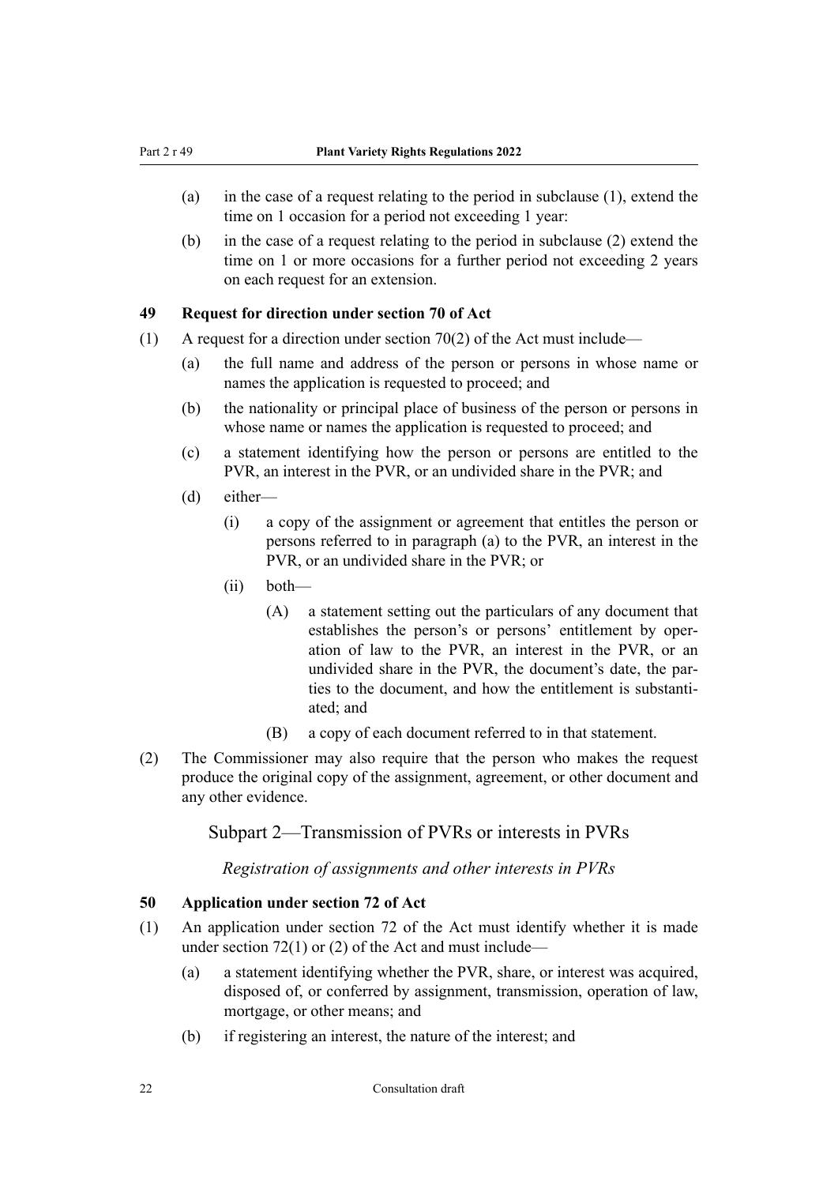(a) in the case of a request relating to the period in subclause (1), extend the time on 1 occasion for a period not exceeding 1 year:

(b) in the case of a request relating to the period in subclause (2) extend the time on 1 or more occasions for a further period not exceeding 2 years on each request for an extension.

### 49 Request for direction under section 70 of Act

(1) A request for a direction under section 70(2) of the Act must include—

(a) the full name and address of the person or persons in whose name or names the application is requested to proceed; and

(b) the nationality or principal place of business of the person or persons in whose name or names the application is requested to proceed; and

(c) a statement identifying how the person or persons are entitled to the PVR, an interest in the PVR, or an undivided share in the PVR; and

(d) either—

(i) a copy of the assignment or agreement that entitles the person or persons referred to in paragraph (a) to the PVR, an interest in the PVR, or an undivided share in the PVR; or

(ii) both—

(A) a statement setting out the particulars of any document that establishes the person's or persons' entitlement by operation of law to the PVR, an interest in the PVR, or an undivided share in the PVR, the document's date, the parties to the document, and how the entitlement is substantiated; and

(B) a copy of each document referred to in that statement.

(2) The Commissioner may also require that the person who makes the request produce the original copy of the assignment, agreement, or other document and any other evidence.

## Subpart 2—Transmission of PVRs or interests in PVRs

*Registration of assignments and other interests in PVRs*

### 50 Application under section 72 of Act

(1) An application under section 72 of the Act must identify whether it is made under section 72(1) or (2) of the Act and must include—

(a) a statement identifying whether the PVR, share, or interest was acquired, disposed of, or conferred by assignment, transmission, operation of law, mortgage, or other means; and

(b) if registering an interest, the nature of the interest; and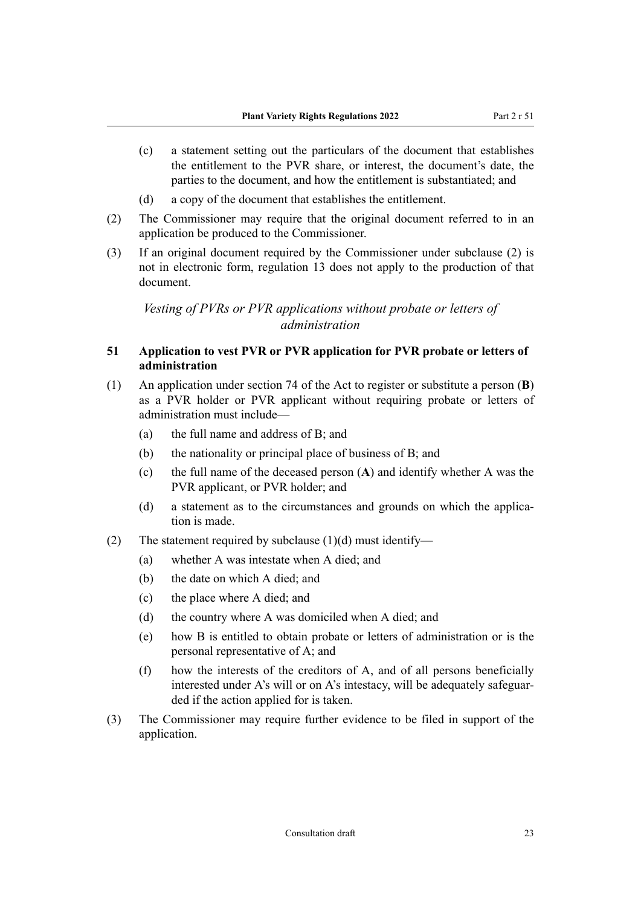(c) a statement setting out the particulars of the document that establishes the entitlement to the PVR share, or interest, the document's date, the parties to the document, and how the entitlement is substantiated; and

(d) a copy of the document that establishes the entitlement.

(2) The Commissioner may require that the original document referred to in an application be produced to the Commissioner.

(3) If an original document required by the Commissioner under subclause (2) is not in electronic form, regulation 13 does not apply to the production of that document.

*Vesting of PVRs or PVR applications without probate or letters of administration*

### 51 Application to vest PVR or PVR application for PVR probate or letters of administration

(1) An application under section 74 of the Act to register or substitute a person (**B**) as a PVR holder or PVR applicant without requiring probate or letters of administration must include—

(a) the full name and address of B; and

(b) the nationality or principal place of business of B; and

(c) the full name of the deceased person (**A**) and identify whether A was the PVR applicant, or PVR holder; and

(d) a statement as to the circumstances and grounds on which the application is made.

(2) The statement required by subclause (1)(d) must identify—

(a) whether A was intestate when A died; and

(b) the date on which A died; and

(c) the place where A died; and

(d) the country where A was domiciled when A died; and

(e) how B is entitled to obtain probate or letters of administration or is the personal representative of A; and

(f) how the interests of the creditors of A, and of all persons beneficially interested under A's will or on A's intestacy, will be adequately safeguarded if the action applied for is taken.

(3) The Commissioner may require further evidence to be filed in support of the application.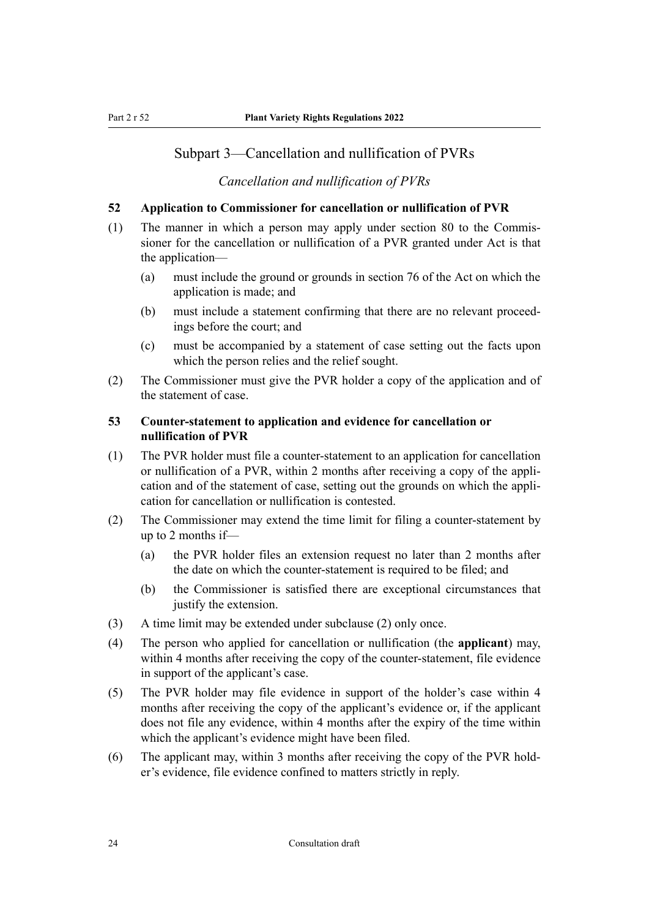## Subpart 3—Cancellation and nullification of PVRs

*Cancellation and nullification of PVRs*

### 52 Application to Commissioner for cancellation or nullification of PVR

(1) The manner in which a person may apply under section 80 to the Commissioner for the cancellation or nullification of a PVR granted under Act is that the application—

  (a) must include the ground or grounds in section 76 of the Act on which the application is made; and

  (b) must include a statement confirming that there are no relevant proceedings before the court; and

  (c) must be accompanied by a statement of case setting out the facts upon which the person relies and the relief sought.

(2) The Commissioner must give the PVR holder a copy of the application and of the statement of case.

### 53 Counter-statement to application and evidence for cancellation or nullification of PVR

(1) The PVR holder must file a counter-statement to an application for cancellation or nullification of a PVR, within 2 months after receiving a copy of the application and of the statement of case, setting out the grounds on which the application for cancellation or nullification is contested.

(2) The Commissioner may extend the time limit for filing a counter-statement by up to 2 months if—

  (a) the PVR holder files an extension request no later than 2 months after the date on which the counter-statement is required to be filed; and

  (b) the Commissioner is satisfied there are exceptional circumstances that justify the extension.

(3) A time limit may be extended under subclause (2) only once.

(4) The person who applied for cancellation or nullification (the **applicant**) may, within 4 months after receiving the copy of the counter-statement, file evidence in support of the applicant's case.

(5) The PVR holder may file evidence in support of the holder's case within 4 months after receiving the copy of the applicant's evidence or, if the applicant does not file any evidence, within 4 months after the expiry of the time within which the applicant's evidence might have been filed.

(6) The applicant may, within 3 months after receiving the copy of the PVR holder's evidence, file evidence confined to matters strictly in reply.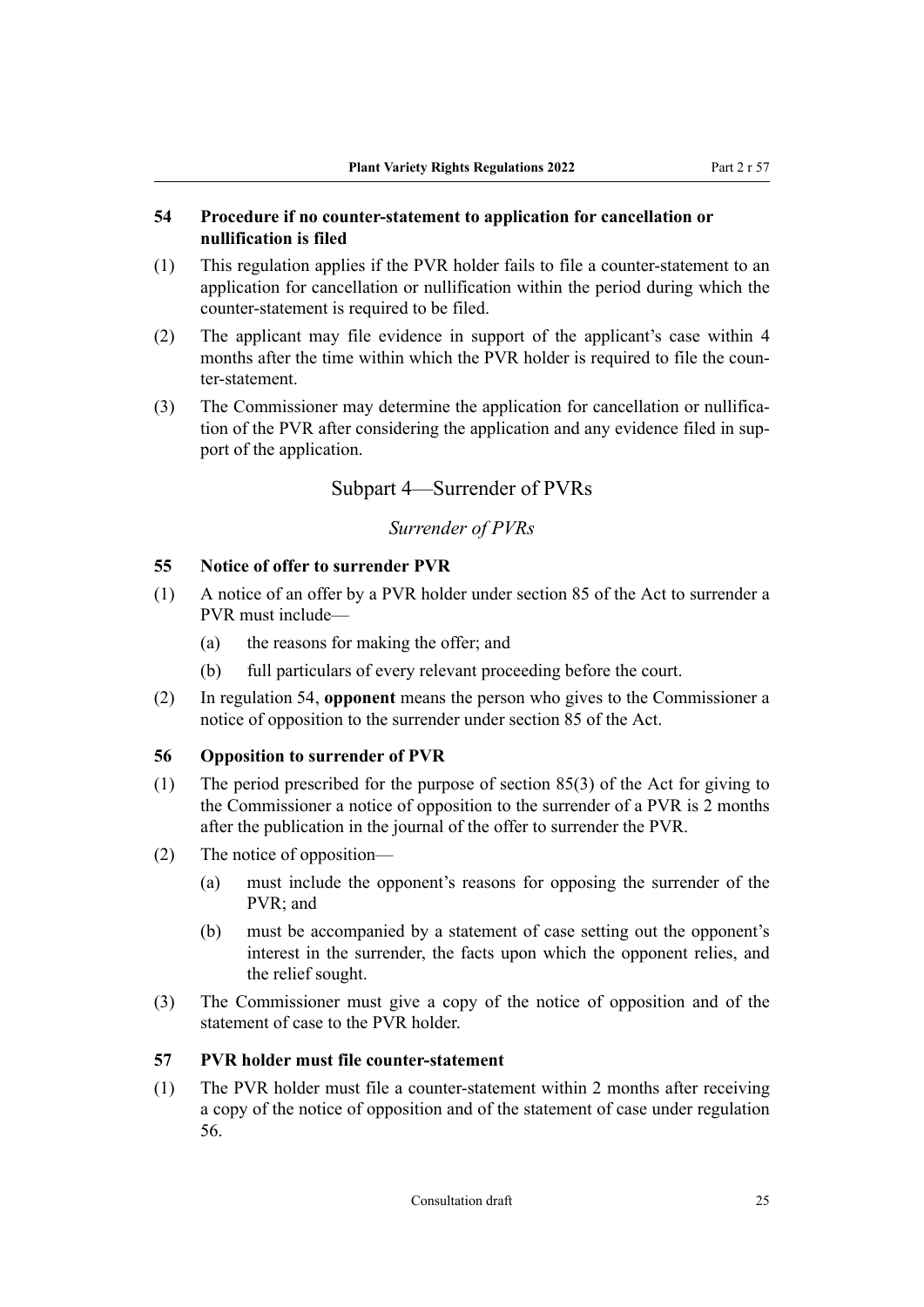### 54 Procedure if no counter-statement to application for cancellation or nullification is filed

(1) This regulation applies if the PVR holder fails to file a counter-statement to an application for cancellation or nullification within the period during which the counter-statement is required to be filed.

(2) The applicant may file evidence in support of the applicant's case within 4 months after the time within which the PVR holder is required to file the counter-statement.

(3) The Commissioner may determine the application for cancellation or nullification of the PVR after considering the application and any evidence filed in support of the application.

## Subpart 4—Surrender of PVRs

*Surrender of PVRs*

### 55 Notice of offer to surrender PVR

(1) A notice of an offer by a PVR holder under section 85 of the Act to surrender a PVR must include—

  (a) the reasons for making the offer; and

  (b) full particulars of every relevant proceeding before the court.

(2) In regulation 54, **opponent** means the person who gives to the Commissioner a notice of opposition to the surrender under section 85 of the Act.

### 56 Opposition to surrender of PVR

(1) The period prescribed for the purpose of section 85(3) of the Act for giving to the Commissioner a notice of opposition to the surrender of a PVR is 2 months after the publication in the journal of the offer to surrender the PVR.

(2) The notice of opposition—

  (a) must include the opponent's reasons for opposing the surrender of the PVR; and

  (b) must be accompanied by a statement of case setting out the opponent's interest in the surrender, the facts upon which the opponent relies, and the relief sought.

(3) The Commissioner must give a copy of the notice of opposition and of the statement of case to the PVR holder.

### 57 PVR holder must file counter-statement

(1) The PVR holder must file a counter-statement within 2 months after receiving a copy of the notice of opposition and of the statement of case under regulation 56.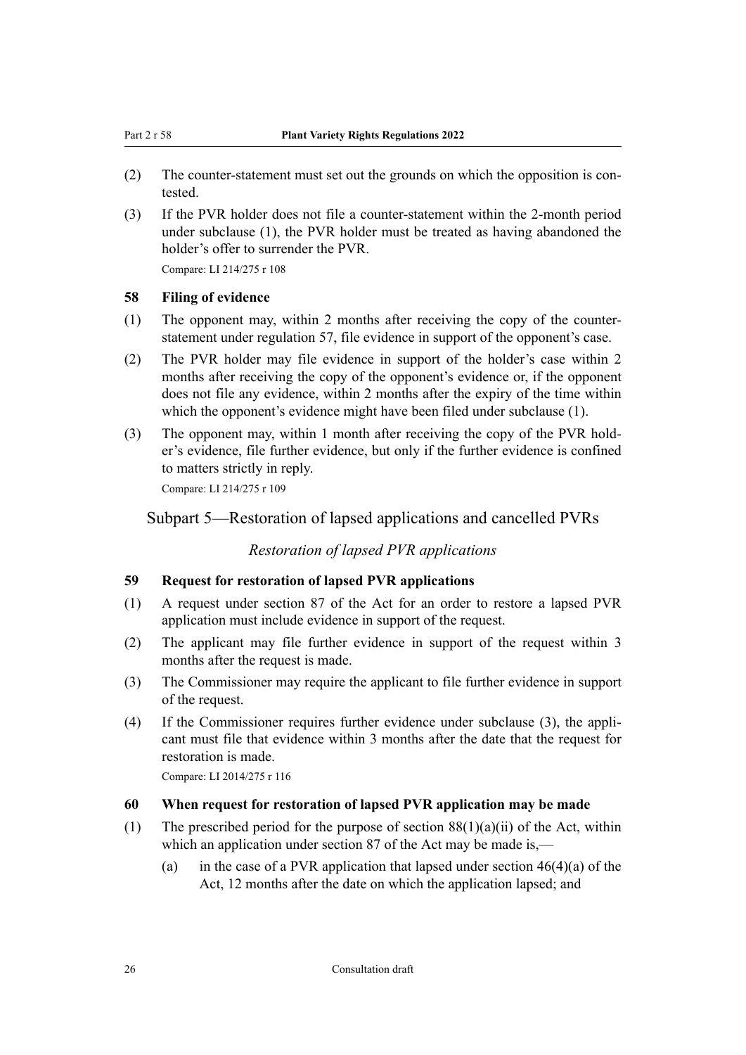(2) The counter-statement must set out the grounds on which the opposition is contested.

(3) If the PVR holder does not file a counter-statement within the 2-month period under subclause (1), the PVR holder must be treated as having abandoned the holder's offer to surrender the PVR.

Compare: LI 214/275 r 108

### 58 Filing of evidence

(1) The opponent may, within 2 months after receiving the copy of the counter-statement under regulation 57, file evidence in support of the opponent's case.

(2) The PVR holder may file evidence in support of the holder's case within 2 months after receiving the copy of the opponent's evidence or, if the opponent does not file any evidence, within 2 months after the expiry of the time within which the opponent's evidence might have been filed under subclause (1).

(3) The opponent may, within 1 month after receiving the copy of the PVR holder's evidence, file further evidence, but only if the further evidence is confined to matters strictly in reply.

Compare: LI 214/275 r 109

## Subpart 5—Restoration of lapsed applications and cancelled PVRs

*Restoration of lapsed PVR applications*

### 59 Request for restoration of lapsed PVR applications

(1) A request under section 87 of the Act for an order to restore a lapsed PVR application must include evidence in support of the request.

(2) The applicant may file further evidence in support of the request within 3 months after the request is made.

(3) The Commissioner may require the applicant to file further evidence in support of the request.

(4) If the Commissioner requires further evidence under subclause (3), the applicant must file that evidence within 3 months after the date that the request for restoration is made.

Compare: LI 2014/275 r 116

### 60 When request for restoration of lapsed PVR application may be made

(1) The prescribed period for the purpose of section 88(1)(a)(ii) of the Act, within which an application under section 87 of the Act may be made is,—

   (a) in the case of a PVR application that lapsed under section 46(4)(a) of the Act, 12 months after the date on which the application lapsed; and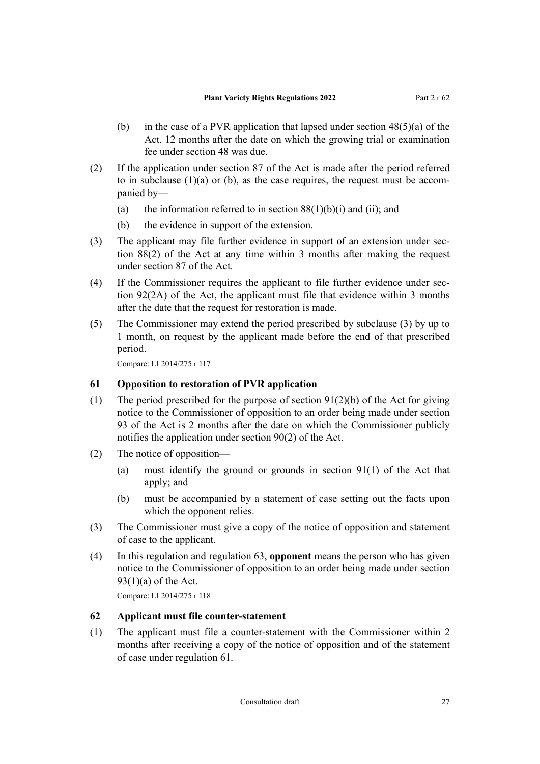(b) in the case of a PVR application that lapsed under section 48(5)(a) of the Act, 12 months after the date on which the growing trial or examination fee under section 48 was due.

(2) If the application under section 87 of the Act is made after the period referred to in subclause (1)(a) or (b), as the case requires, the request must be accompanied by—

(a) the information referred to in section 88(1)(b)(i) and (ii); and

(b) the evidence in support of the extension.

(3) The applicant may file further evidence in support of an extension under section 88(2) of the Act at any time within 3 months after making the request under section 87 of the Act.

(4) If the Commissioner requires the applicant to file further evidence under section 92(2A) of the Act, the applicant must file that evidence within 3 months after the date that the request for restoration is made.

(5) The Commissioner may extend the period prescribed by subclause (3) by up to 1 month, on request by the applicant made before the end of that prescribed period.

Compare: LI 2014/275 r 117

### 61 Opposition to restoration of PVR application

(1) The period prescribed for the purpose of section 91(2)(b) of the Act for giving notice to the Commissioner of opposition to an order being made under section 93 of the Act is 2 months after the date on which the Commissioner publicly notifies the application under section 90(2) of the Act.

(2) The notice of opposition—

(a) must identify the ground or grounds in section 91(1) of the Act that apply; and

(b) must be accompanied by a statement of case setting out the facts upon which the opponent relies.

(3) The Commissioner must give a copy of the notice of opposition and statement of case to the applicant.

(4) In this regulation and regulation 63, **opponent** means the person who has given notice to the Commissioner of opposition to an order being made under section 93(1)(a) of the Act.

Compare: LI 2014/275 r 118

### 62 Applicant must file counter-statement

(1) The applicant must file a counter-statement with the Commissioner within 2 months after receiving a copy of the notice of opposition and of the statement of case under regulation 61.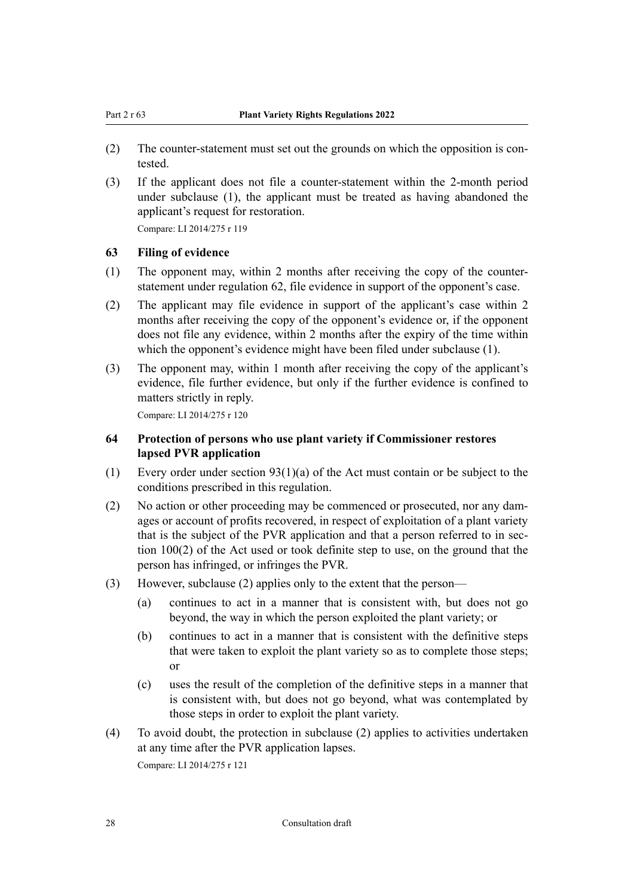(2) The counter-statement must set out the grounds on which the opposition is contested.

(3) If the applicant does not file a counter-statement within the 2-month period under subclause (1), the applicant must be treated as having abandoned the applicant's request for restoration.

Compare: LI 2014/275 r 119

### 63 Filing of evidence

(1) The opponent may, within 2 months after receiving the copy of the counter-statement under regulation 62, file evidence in support of the opponent's case.

(2) The applicant may file evidence in support of the applicant's case within 2 months after receiving the copy of the opponent's evidence or, if the opponent does not file any evidence, within 2 months after the expiry of the time within which the opponent's evidence might have been filed under subclause (1).

(3) The opponent may, within 1 month after receiving the copy of the applicant's evidence, file further evidence, but only if the further evidence is confined to matters strictly in reply.

Compare: LI 2014/275 r 120

### 64 Protection of persons who use plant variety if Commissioner restores lapsed PVR application

(1) Every order under section 93(1)(a) of the Act must contain or be subject to the conditions prescribed in this regulation.

(2) No action or other proceeding may be commenced or prosecuted, nor any damages or account of profits recovered, in respect of exploitation of a plant variety that is the subject of the PVR application and that a person referred to in section 100(2) of the Act used or took definite step to use, on the ground that the person has infringed, or infringes the PVR.

(3) However, subclause (2) applies only to the extent that the person—

   (a) continues to act in a manner that is consistent with, but does not go beyond, the way in which the person exploited the plant variety; or

   (b) continues to act in a manner that is consistent with the definitive steps that were taken to exploit the plant variety so as to complete those steps; or

   (c) uses the result of the completion of the definitive steps in a manner that is consistent with, but does not go beyond, what was contemplated by those steps in order to exploit the plant variety.

(4) To avoid doubt, the protection in subclause (2) applies to activities undertaken at any time after the PVR application lapses.

Compare: LI 2014/275 r 121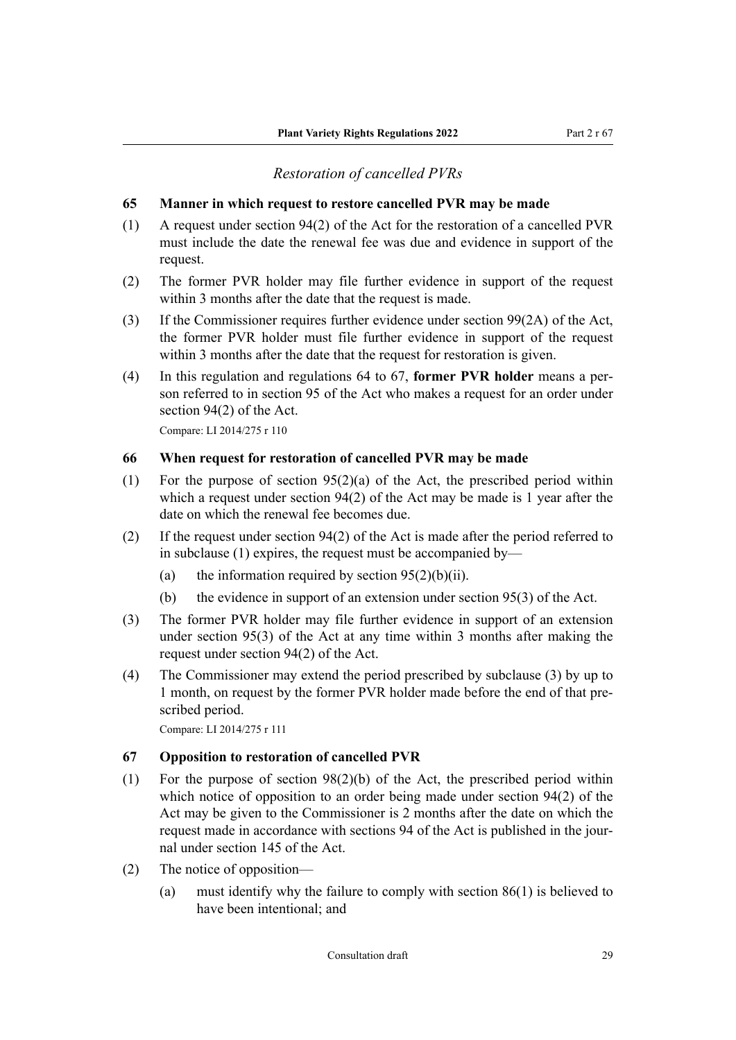*Restoration of cancelled PVRs*

### 65 Manner in which request to restore cancelled PVR may be made

(1) A request under section 94(2) of the Act for the restoration of a cancelled PVR must include the date the renewal fee was due and evidence in support of the request.

(2) The former PVR holder may file further evidence in support of the request within 3 months after the date that the request is made.

(3) If the Commissioner requires further evidence under section 99(2A) of the Act, the former PVR holder must file further evidence in support of the request within 3 months after the date that the request for restoration is given.

(4) In this regulation and regulations 64 to 67, **former PVR holder** means a person referred to in section 95 of the Act who makes a request for an order under section 94(2) of the Act.

Compare: LI 2014/275 r 110

### 66 When request for restoration of cancelled PVR may be made

(1) For the purpose of section 95(2)(a) of the Act, the prescribed period within which a request under section 94(2) of the Act may be made is 1 year after the date on which the renewal fee becomes due.

(2) If the request under section 94(2) of the Act is made after the period referred to in subclause (1) expires, the request must be accompanied by—

   (a) the information required by section 95(2)(b)(ii).

   (b) the evidence in support of an extension under section 95(3) of the Act.

(3) The former PVR holder may file further evidence in support of an extension under section 95(3) of the Act at any time within 3 months after making the request under section 94(2) of the Act.

(4) The Commissioner may extend the period prescribed by subclause (3) by up to 1 month, on request by the former PVR holder made before the end of that prescribed period.

Compare: LI 2014/275 r 111

### 67 Opposition to restoration of cancelled PVR

(1) For the purpose of section 98(2)(b) of the Act, the prescribed period within which notice of opposition to an order being made under section 94(2) of the Act may be given to the Commissioner is 2 months after the date on which the request made in accordance with sections 94 of the Act is published in the journal under section 145 of the Act.

(2) The notice of opposition—

   (a) must identify why the failure to comply with section 86(1) is believed to have been intentional; and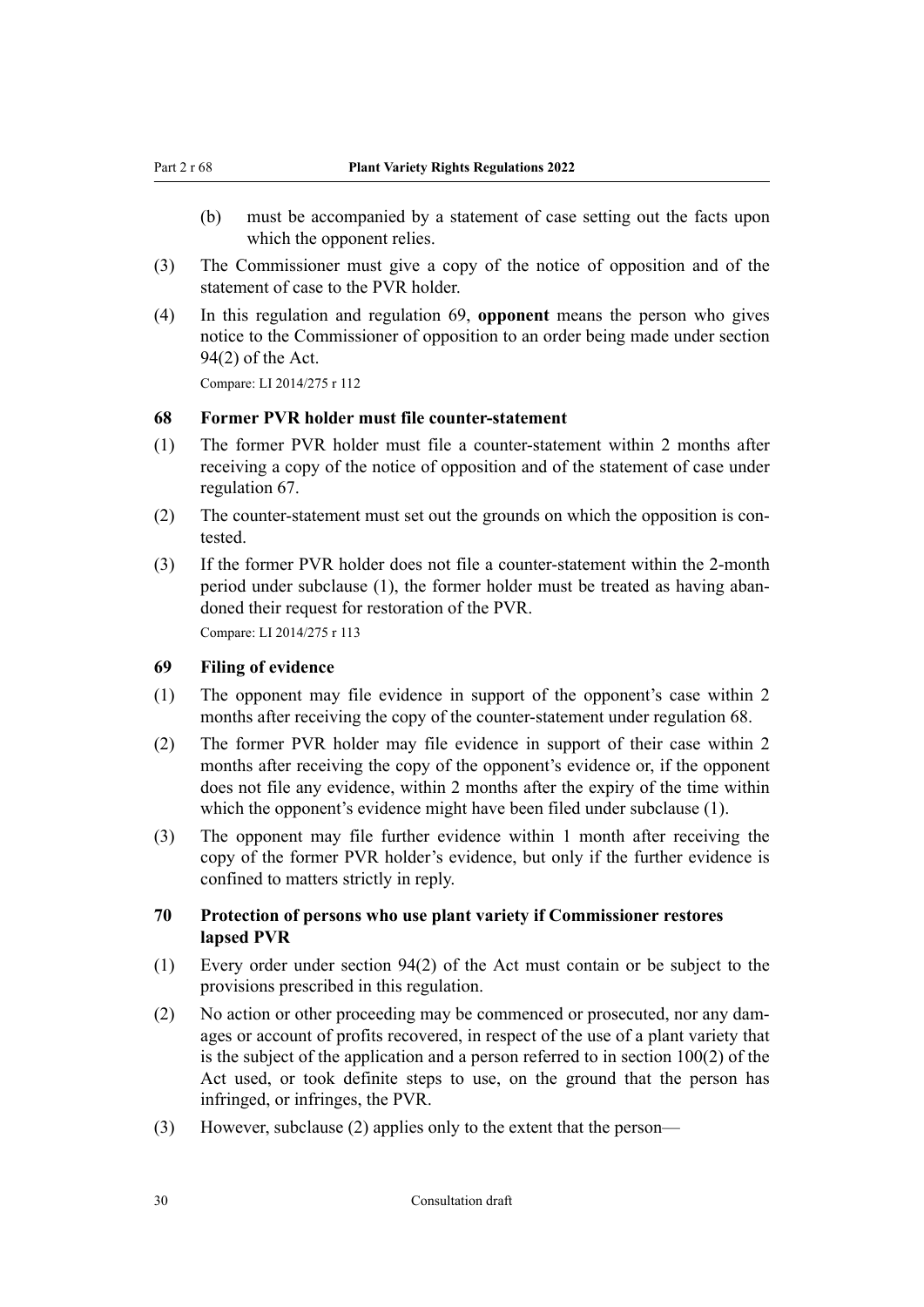(b) must be accompanied by a statement of case setting out the facts upon which the opponent relies.

(3) The Commissioner must give a copy of the notice of opposition and of the statement of case to the PVR holder.

(4) In this regulation and regulation 69, **opponent** means the person who gives notice to the Commissioner of opposition to an order being made under section 94(2) of the Act.

Compare: LI 2014/275 r 112

### 68 Former PVR holder must file counter-statement

(1) The former PVR holder must file a counter-statement within 2 months after receiving a copy of the notice of opposition and of the statement of case under regulation 67.

(2) The counter-statement must set out the grounds on which the opposition is contested.

(3) If the former PVR holder does not file a counter-statement within the 2-month period under subclause (1), the former holder must be treated as having abandoned their request for restoration of the PVR.

Compare: LI 2014/275 r 113

### 69 Filing of evidence

(1) The opponent may file evidence in support of the opponent's case within 2 months after receiving the copy of the counter-statement under regulation 68.

(2) The former PVR holder may file evidence in support of their case within 2 months after receiving the copy of the opponent's evidence or, if the opponent does not file any evidence, within 2 months after the expiry of the time within which the opponent's evidence might have been filed under subclause (1).

(3) The opponent may file further evidence within 1 month after receiving the copy of the former PVR holder's evidence, but only if the further evidence is confined to matters strictly in reply.

### 70 Protection of persons who use plant variety if Commissioner restores lapsed PVR

(1) Every order under section 94(2) of the Act must contain or be subject to the provisions prescribed in this regulation.

(2) No action or other proceeding may be commenced or prosecuted, nor any damages or account of profits recovered, in respect of the use of a plant variety that is the subject of the application and a person referred to in section 100(2) of the Act used, or took definite steps to use, on the ground that the person has infringed, or infringes, the PVR.

(3) However, subclause (2) applies only to the extent that the person—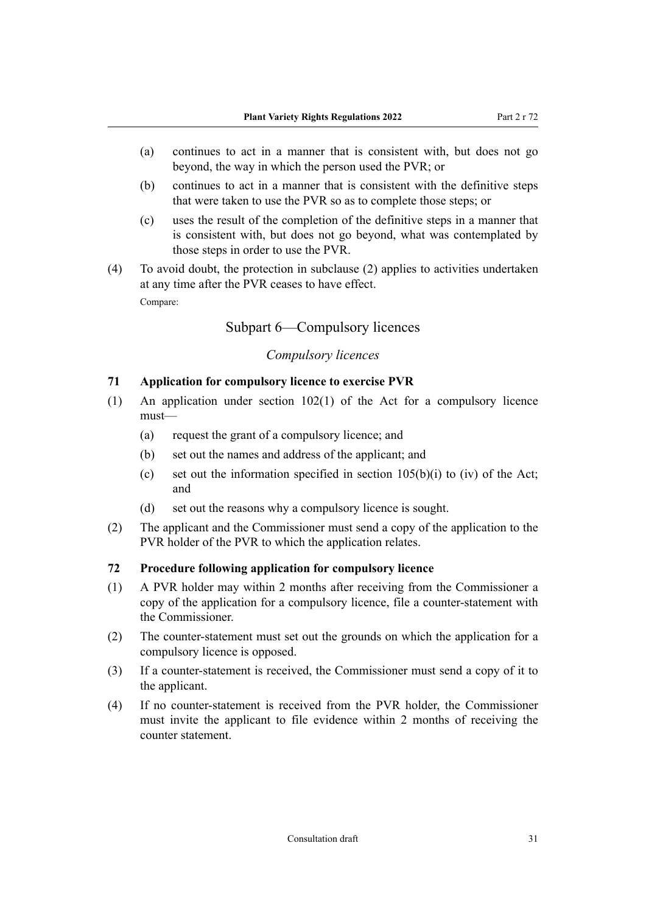(a) continues to act in a manner that is consistent with, but does not go beyond, the way in which the person used the PVR; or

(b) continues to act in a manner that is consistent with the definitive steps that were taken to use the PVR so as to complete those steps; or

(c) uses the result of the completion of the definitive steps in a manner that is consistent with, but does not go beyond, what was contemplated by those steps in order to use the PVR.

(4) To avoid doubt, the protection in subclause (2) applies to activities undertaken at any time after the PVR ceases to have effect.

Compare:

## Subpart 6—Compulsory licences

### *Compulsory licences*

#### 71 Application for compulsory licence to exercise PVR

(1) An application under section 102(1) of the Act for a compulsory licence must—

(a) request the grant of a compulsory licence; and

(b) set out the names and address of the applicant; and

(c) set out the information specified in section 105(b)(i) to (iv) of the Act; and

(d) set out the reasons why a compulsory licence is sought.

(2) The applicant and the Commissioner must send a copy of the application to the PVR holder of the PVR to which the application relates.

#### 72 Procedure following application for compulsory licence

(1) A PVR holder may within 2 months after receiving from the Commissioner a copy of the application for a compulsory licence, file a counter-statement with the Commissioner.

(2) The counter-statement must set out the grounds on which the application for a compulsory licence is opposed.

(3) If a counter-statement is received, the Commissioner must send a copy of it to the applicant.

(4) If no counter-statement is received from the PVR holder, the Commissioner must invite the applicant to file evidence within 2 months of receiving the counter statement.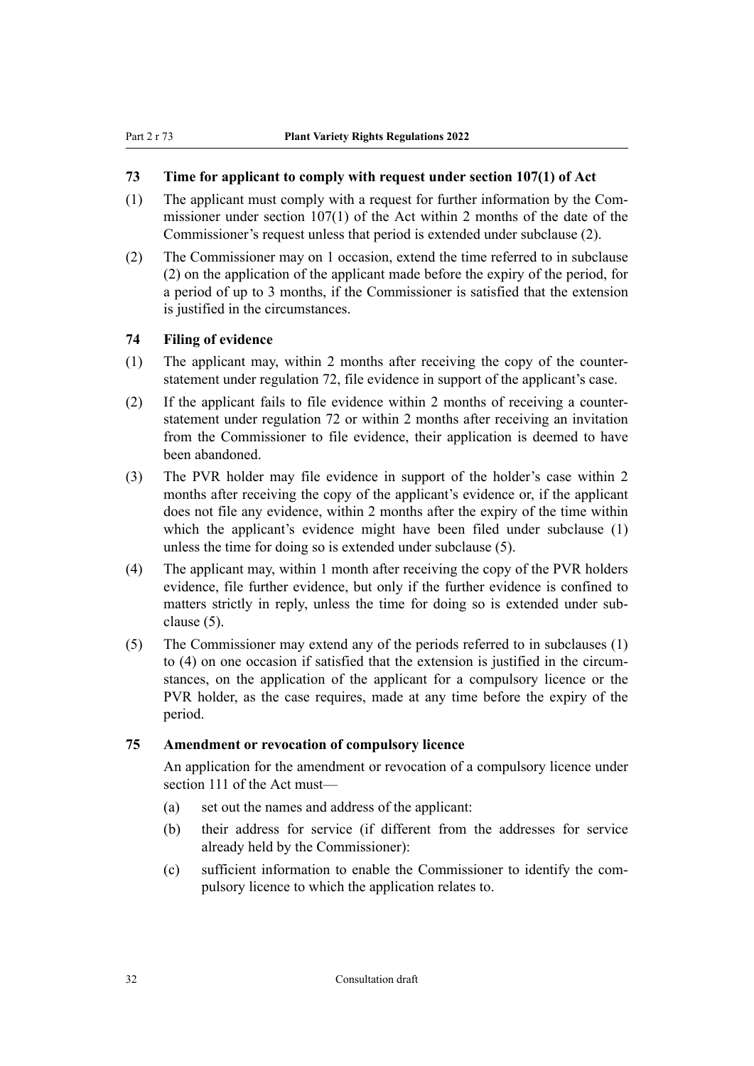### 73 Time for applicant to comply with request under section 107(1) of Act

(1) The applicant must comply with a request for further information by the Commissioner under section 107(1) of the Act within 2 months of the date of the Commissioner's request unless that period is extended under subclause (2).

(2) The Commissioner may on 1 occasion, extend the time referred to in subclause (2) on the application of the applicant made before the expiry of the period, for a period of up to 3 months, if the Commissioner is satisfied that the extension is justified in the circumstances.

### 74 Filing of evidence

(1) The applicant may, within 2 months after receiving the copy of the counter-statement under regulation 72, file evidence in support of the applicant's case.

(2) If the applicant fails to file evidence within 2 months of receiving a counter-statement under regulation 72 or within 2 months after receiving an invitation from the Commissioner to file evidence, their application is deemed to have been abandoned.

(3) The PVR holder may file evidence in support of the holder's case within 2 months after receiving the copy of the applicant's evidence or, if the applicant does not file any evidence, within 2 months after the expiry of the time within which the applicant's evidence might have been filed under subclause (1) unless the time for doing so is extended under subclause (5).

(4) The applicant may, within 1 month after receiving the copy of the PVR holders evidence, file further evidence, but only if the further evidence is confined to matters strictly in reply, unless the time for doing so is extended under subclause (5).

(5) The Commissioner may extend any of the periods referred to in subclauses (1) to (4) on one occasion if satisfied that the extension is justified in the circumstances, on the application of the applicant for a compulsory licence or the PVR holder, as the case requires, made at any time before the expiry of the period.

### 75 Amendment or revocation of compulsory licence

An application for the amendment or revocation of a compulsory licence under section 111 of the Act must—

(a) set out the names and address of the applicant:

(b) their address for service (if different from the addresses for service already held by the Commissioner):

(c) sufficient information to enable the Commissioner to identify the compulsory licence to which the application relates to.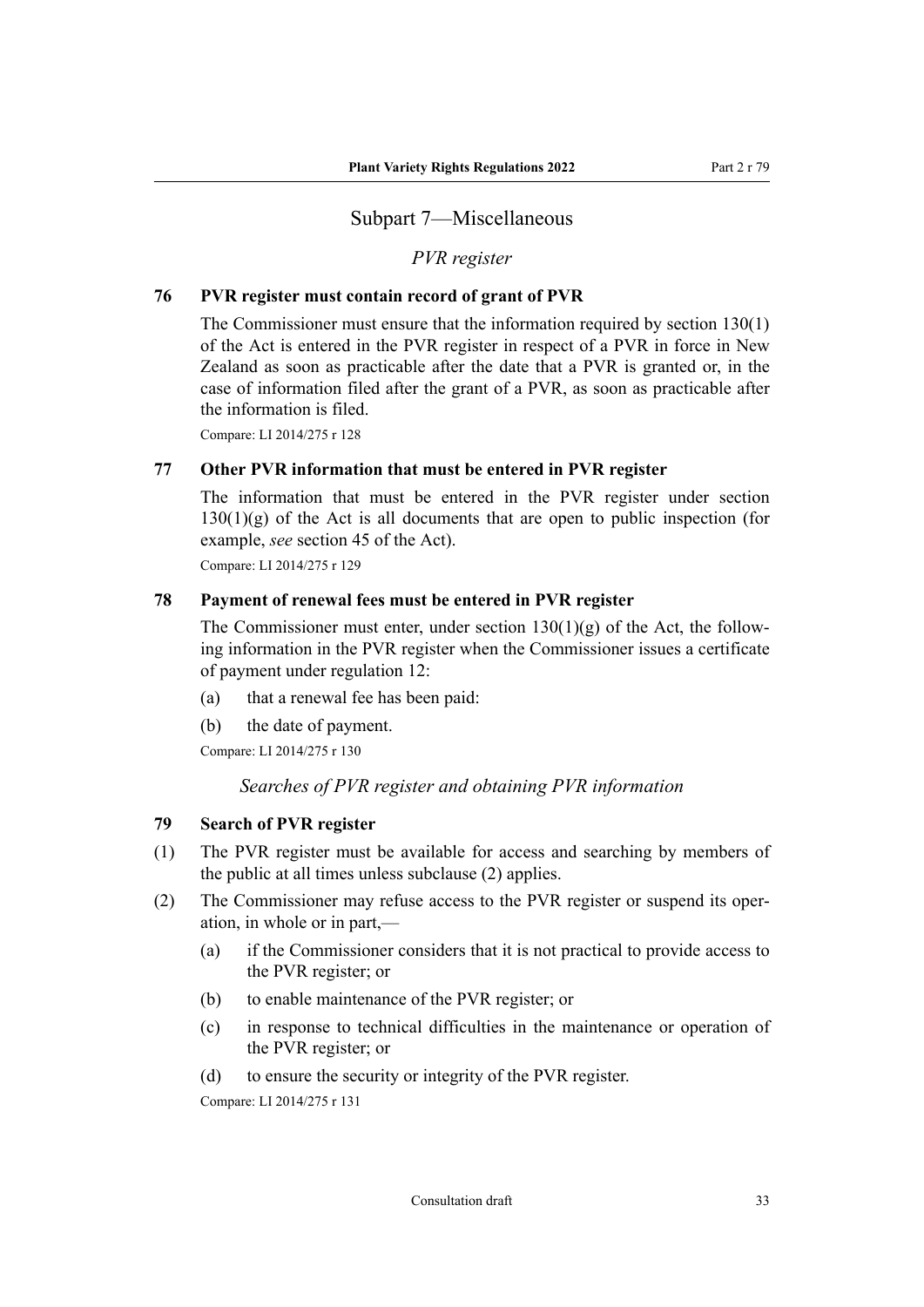## Subpart 7—Miscellaneous

*PVR register*

### 76 PVR register must contain record of grant of PVR

The Commissioner must ensure that the information required by section 130(1) of the Act is entered in the PVR register in respect of a PVR in force in New Zealand as soon as practicable after the date that a PVR is granted or, in the case of information filed after the grant of a PVR, as soon as practicable after the information is filed.

Compare: LI 2014/275 r 128

### 77 Other PVR information that must be entered in PVR register

The information that must be entered in the PVR register under section 130(1)(g) of the Act is all documents that are open to public inspection (for example, *see* section 45 of the Act).

Compare: LI 2014/275 r 129

### 78 Payment of renewal fees must be entered in PVR register

The Commissioner must enter, under section 130(1)(g) of the Act, the following information in the PVR register when the Commissioner issues a certificate of payment under regulation 12:

(a) that a renewal fee has been paid:

(b) the date of payment.

Compare: LI 2014/275 r 130

*Searches of PVR register and obtaining PVR information*

### 79 Search of PVR register

(1) The PVR register must be available for access and searching by members of the public at all times unless subclause (2) applies.

(2) The Commissioner may refuse access to the PVR register or suspend its operation, in whole or in part,—

(a) if the Commissioner considers that it is not practical to provide access to the PVR register; or

(b) to enable maintenance of the PVR register; or

(c) in response to technical difficulties in the maintenance or operation of the PVR register; or

(d) to ensure the security or integrity of the PVR register.

Compare: LI 2014/275 r 131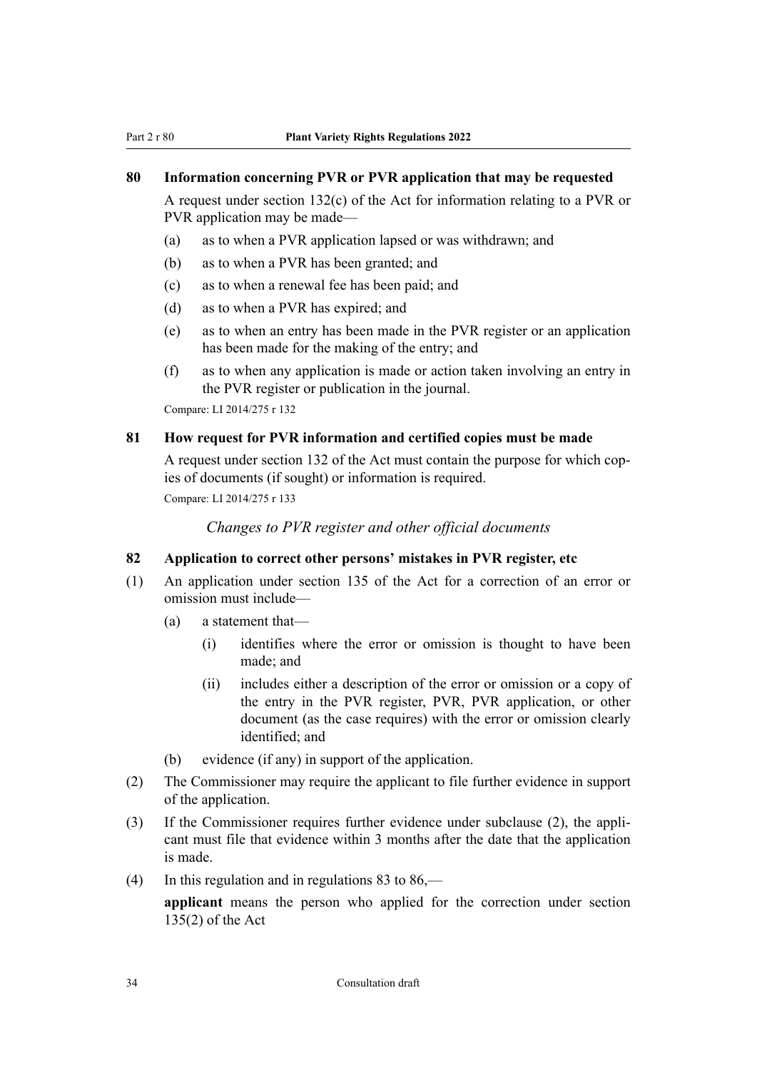### 80 Information concerning PVR or PVR application that may be requested

A request under section 132(c) of the Act for information relating to a PVR or PVR application may be made—

- (a) as to when a PVR application lapsed or was withdrawn; and
- (b) as to when a PVR has been granted; and
- (c) as to when a renewal fee has been paid; and
- (d) as to when a PVR has expired; and
- (e) as to when an entry has been made in the PVR register or an application has been made for the making of the entry; and
- (f) as to when any application is made or action taken involving an entry in the PVR register or publication in the journal.

Compare: LI 2014/275 r 132

### 81 How request for PVR information and certified copies must be made

A request under section 132 of the Act must contain the purpose for which copies of documents (if sought) or information is required.

Compare: LI 2014/275 r 133

*Changes to PVR register and other official documents*

### 82 Application to correct other persons' mistakes in PVR register, etc

(1) An application under section 135 of the Act for a correction of an error or omission must include—

- (a) a statement that—
  - (i) identifies where the error or omission is thought to have been made; and
  - (ii) includes either a description of the error or omission or a copy of the entry in the PVR register, PVR, PVR application, or other document (as the case requires) with the error or omission clearly identified; and
- (b) evidence (if any) in support of the application.

(2) The Commissioner may require the applicant to file further evidence in support of the application.

(3) If the Commissioner requires further evidence under subclause (2), the applicant must file that evidence within 3 months after the date that the application is made.

(4) In this regulation and in regulations 83 to 86,—

**applicant** means the person who applied for the correction under section 135(2) of the Act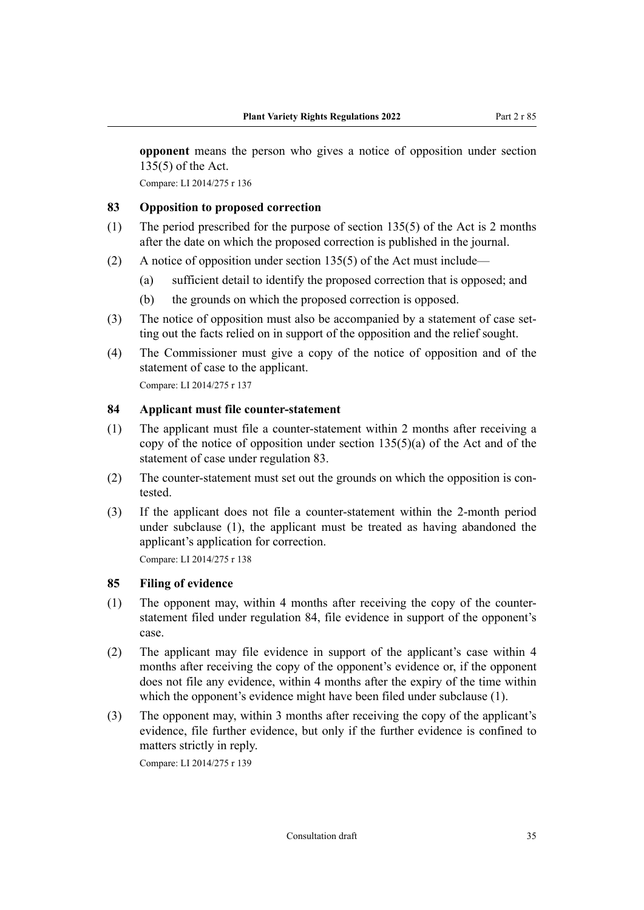**opponent** means the person who gives a notice of opposition under section 135(5) of the Act.

Compare: LI 2014/275 r 136

### 83 Opposition to proposed correction

(1) The period prescribed for the purpose of section 135(5) of the Act is 2 months after the date on which the proposed correction is published in the journal.

(2) A notice of opposition under section 135(5) of the Act must include—

  (a) sufficient detail to identify the proposed correction that is opposed; and

  (b) the grounds on which the proposed correction is opposed.

(3) The notice of opposition must also be accompanied by a statement of case setting out the facts relied on in support of the opposition and the relief sought.

(4) The Commissioner must give a copy of the notice of opposition and of the statement of case to the applicant.

Compare: LI 2014/275 r 137

### 84 Applicant must file counter-statement

(1) The applicant must file a counter-statement within 2 months after receiving a copy of the notice of opposition under section 135(5)(a) of the Act and of the statement of case under regulation 83.

(2) The counter-statement must set out the grounds on which the opposition is contested.

(3) If the applicant does not file a counter-statement within the 2-month period under subclause (1), the applicant must be treated as having abandoned the applicant's application for correction.

Compare: LI 2014/275 r 138

### 85 Filing of evidence

(1) The opponent may, within 4 months after receiving the copy of the counter-statement filed under regulation 84, file evidence in support of the opponent's case.

(2) The applicant may file evidence in support of the applicant's case within 4 months after receiving the copy of the opponent's evidence or, if the opponent does not file any evidence, within 4 months after the expiry of the time within which the opponent's evidence might have been filed under subclause (1).

(3) The opponent may, within 3 months after receiving the copy of the applicant's evidence, file further evidence, but only if the further evidence is confined to matters strictly in reply.

Compare: LI 2014/275 r 139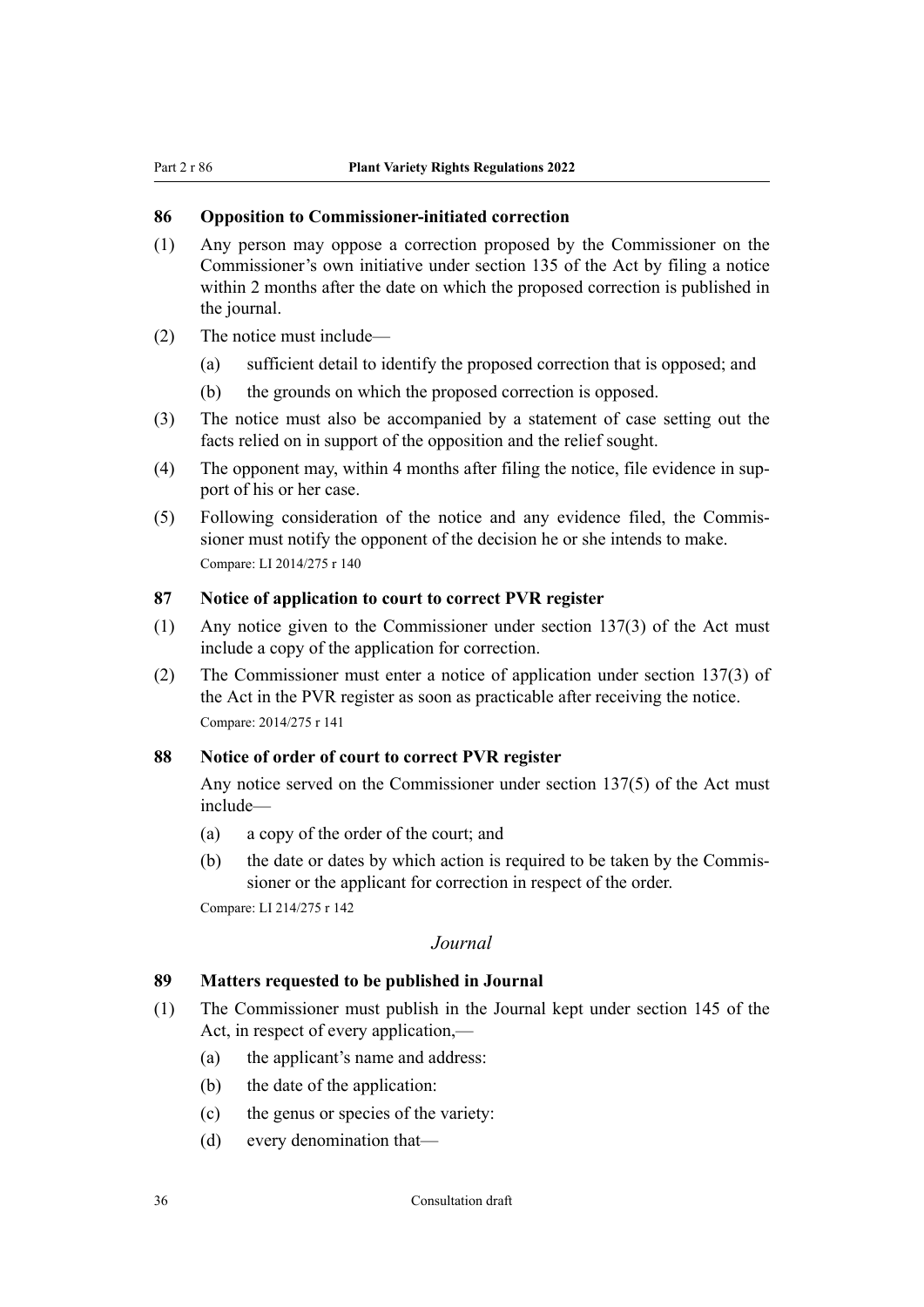### 86 Opposition to Commissioner-initiated correction

(1) Any person may oppose a correction proposed by the Commissioner on the Commissioner's own initiative under section 135 of the Act by filing a notice within 2 months after the date on which the proposed correction is published in the journal.

(2) The notice must include—

- (a) sufficient detail to identify the proposed correction that is opposed; and
- (b) the grounds on which the proposed correction is opposed.

(3) The notice must also be accompanied by a statement of case setting out the facts relied on in support of the opposition and the relief sought.

(4) The opponent may, within 4 months after filing the notice, file evidence in support of his or her case.

(5) Following consideration of the notice and any evidence filed, the Commissioner must notify the opponent of the decision he or she intends to make.

Compare: LI 2014/275 r 140

### 87 Notice of application to court to correct PVR register

(1) Any notice given to the Commissioner under section 137(3) of the Act must include a copy of the application for correction.

(2) The Commissioner must enter a notice of application under section 137(3) of the Act in the PVR register as soon as practicable after receiving the notice.

Compare: 2014/275 r 141

### 88 Notice of order of court to correct PVR register

Any notice served on the Commissioner under section 137(5) of the Act must include—

- (a) a copy of the order of the court; and
- (b) the date or dates by which action is required to be taken by the Commissioner or the applicant for correction in respect of the order.

Compare: LI 214/275 r 142

*Journal*

### 89 Matters requested to be published in Journal

(1) The Commissioner must publish in the Journal kept under section 145 of the Act, in respect of every application,—

- (a) the applicant's name and address:
- (b) the date of the application:
- (c) the genus or species of the variety:
- (d) every denomination that—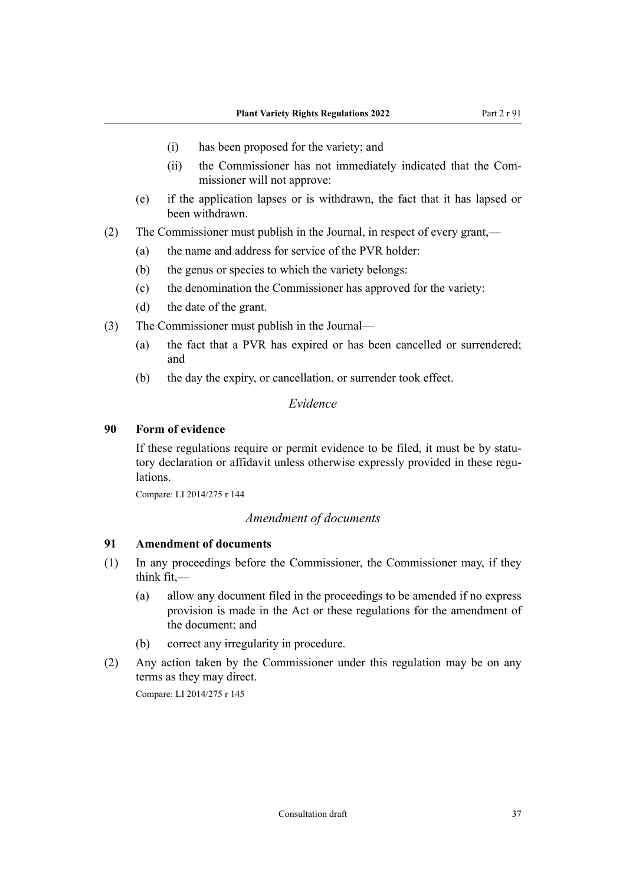(i) has been proposed for the variety; and

(ii) the Commissioner has not immediately indicated that the Commissioner will not approve:

(e) if the application lapses or is withdrawn, the fact that it has lapsed or been withdrawn.

(2) The Commissioner must publish in the Journal, in respect of every grant,—

(a) the name and address for service of the PVR holder:

(b) the genus or species to which the variety belongs:

(c) the denomination the Commissioner has approved for the variety:

(d) the date of the grant.

(3) The Commissioner must publish in the Journal—

(a) the fact that a PVR has expired or has been cancelled or surrendered; and

(b) the day the expiry, or cancellation, or surrender took effect.

*Evidence*

### 90 Form of evidence

If these regulations require or permit evidence to be filed, it must be by statutory declaration or affidavit unless otherwise expressly provided in these regulations.

Compare: LI 2014/275 r 144

*Amendment of documents*

### 91 Amendment of documents

(1) In any proceedings before the Commissioner, the Commissioner may, if they think fit,—

(a) allow any document filed in the proceedings to be amended if no express provision is made in the Act or these regulations for the amendment of the document; and

(b) correct any irregularity in procedure.

(2) Any action taken by the Commissioner under this regulation may be on any terms as they may direct.

Compare: LI 2014/275 r 145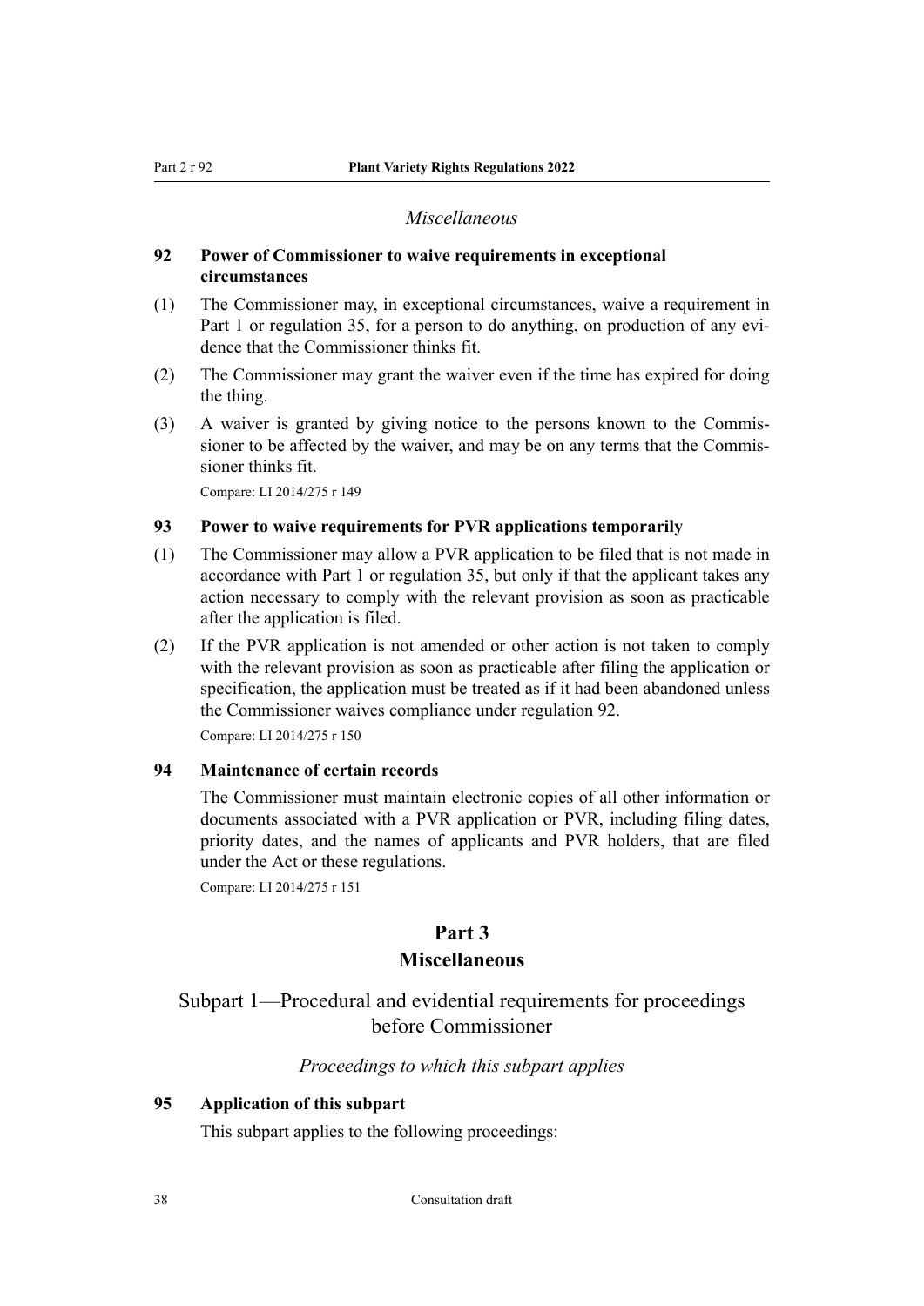*Miscellaneous*

**92 Power of Commissioner to waive requirements in exceptional circumstances**

(1) The Commissioner may, in exceptional circumstances, waive a requirement in Part 1 or regulation 35, for a person to do anything, on production of any evidence that the Commissioner thinks fit.

(2) The Commissioner may grant the waiver even if the time has expired for doing the thing.

(3) A waiver is granted by giving notice to the persons known to the Commissioner to be affected by the waiver, and may be on any terms that the Commissioner thinks fit.

Compare: LI 2014/275 r 149

**93 Power to waive requirements for PVR applications temporarily**

(1) The Commissioner may allow a PVR application to be filed that is not made in accordance with Part 1 or regulation 35, but only if that the applicant takes any action necessary to comply with the relevant provision as soon as practicable after the application is filed.

(2) If the PVR application is not amended or other action is not taken to comply with the relevant provision as soon as practicable after filing the application or specification, the application must be treated as if it had been abandoned unless the Commissioner waives compliance under regulation 92.

Compare: LI 2014/275 r 150

**94 Maintenance of certain records**

The Commissioner must maintain electronic copies of all other information or documents associated with a PVR application or PVR, including filing dates, priority dates, and the names of applicants and PVR holders, that are filed under the Act or these regulations.

Compare: LI 2014/275 r 151

# Part 3
# Miscellaneous

## Subpart 1—Procedural and evidential requirements for proceedings before Commissioner

*Proceedings to which this subpart applies*

**95 Application of this subpart**

This subpart applies to the following proceedings: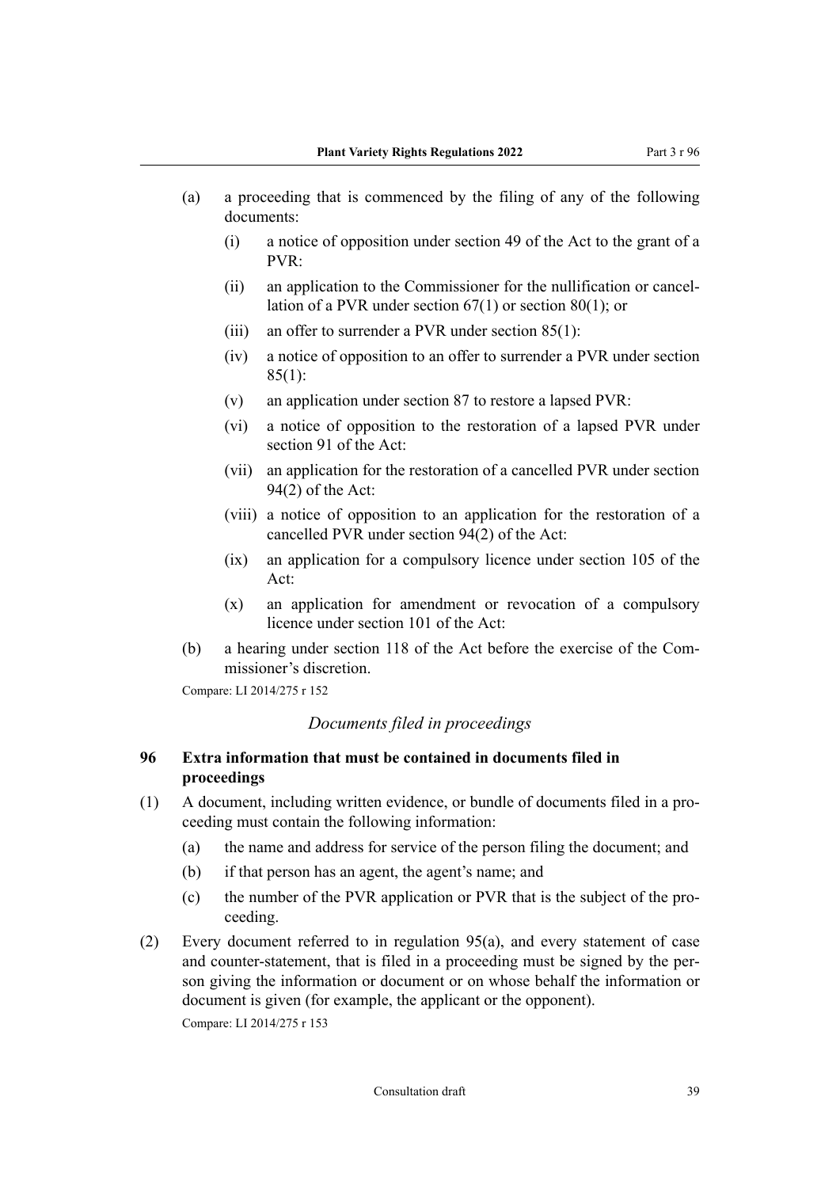(a) a proceeding that is commenced by the filing of any of the following documents:

  (i) a notice of opposition under section 49 of the Act to the grant of a PVR:

  (ii) an application to the Commissioner for the nullification or cancellation of a PVR under section 67(1) or section 80(1); or

  (iii) an offer to surrender a PVR under section 85(1):

  (iv) a notice of opposition to an offer to surrender a PVR under section 85(1):

  (v) an application under section 87 to restore a lapsed PVR:

  (vi) a notice of opposition to the restoration of a lapsed PVR under section 91 of the Act:

  (vii) an application for the restoration of a cancelled PVR under section 94(2) of the Act:

  (viii) a notice of opposition to an application for the restoration of a cancelled PVR under section 94(2) of the Act:

  (ix) an application for a compulsory licence under section 105 of the Act:

  (x) an application for amendment or revocation of a compulsory licence under section 101 of the Act:

(b) a hearing under section 118 of the Act before the exercise of the Commissioner's discretion.

Compare: LI 2014/275 r 152

*Documents filed in proceedings*

### 96 Extra information that must be contained in documents filed in proceedings

(1) A document, including written evidence, or bundle of documents filed in a proceeding must contain the following information:

  (a) the name and address for service of the person filing the document; and

  (b) if that person has an agent, the agent's name; and

  (c) the number of the PVR application or PVR that is the subject of the proceeding.

(2) Every document referred to in regulation 95(a), and every statement of case and counter-statement, that is filed in a proceeding must be signed by the person giving the information or document or on whose behalf the information or document is given (for example, the applicant or the opponent).

Compare: LI 2014/275 r 153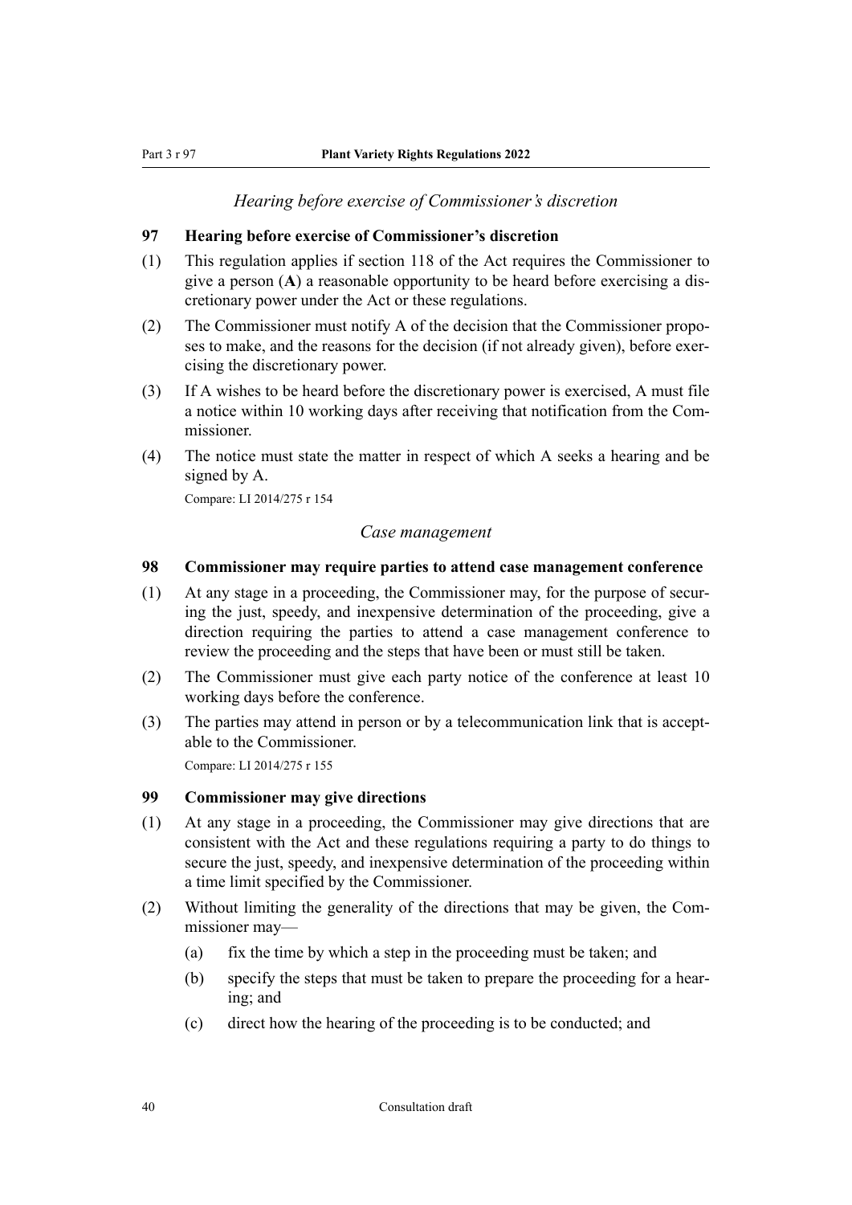*Hearing before exercise of Commissioner's discretion*

**97 Hearing before exercise of Commissioner's discretion**

(1) This regulation applies if section 118 of the Act requires the Commissioner to give a person (**A**) a reasonable opportunity to be heard before exercising a discretionary power under the Act or these regulations.

(2) The Commissioner must notify A of the decision that the Commissioner proposes to make, and the reasons for the decision (if not already given), before exercising the discretionary power.

(3) If A wishes to be heard before the discretionary power is exercised, A must file a notice within 10 working days after receiving that notification from the Commissioner.

(4) The notice must state the matter in respect of which A seeks a hearing and be signed by A.

Compare: LI 2014/275 r 154

*Case management*

**98 Commissioner may require parties to attend case management conference**

(1) At any stage in a proceeding, the Commissioner may, for the purpose of securing the just, speedy, and inexpensive determination of the proceeding, give a direction requiring the parties to attend a case management conference to review the proceeding and the steps that have been or must still be taken.

(2) The Commissioner must give each party notice of the conference at least 10 working days before the conference.

(3) The parties may attend in person or by a telecommunication link that is acceptable to the Commissioner.

Compare: LI 2014/275 r 155

**99 Commissioner may give directions**

(1) At any stage in a proceeding, the Commissioner may give directions that are consistent with the Act and these regulations requiring a party to do things to secure the just, speedy, and inexpensive determination of the proceeding within a time limit specified by the Commissioner.

(2) Without limiting the generality of the directions that may be given, the Commissioner may—

(a) fix the time by which a step in the proceeding must be taken; and

(b) specify the steps that must be taken to prepare the proceeding for a hearing; and

(c) direct how the hearing of the proceeding is to be conducted; and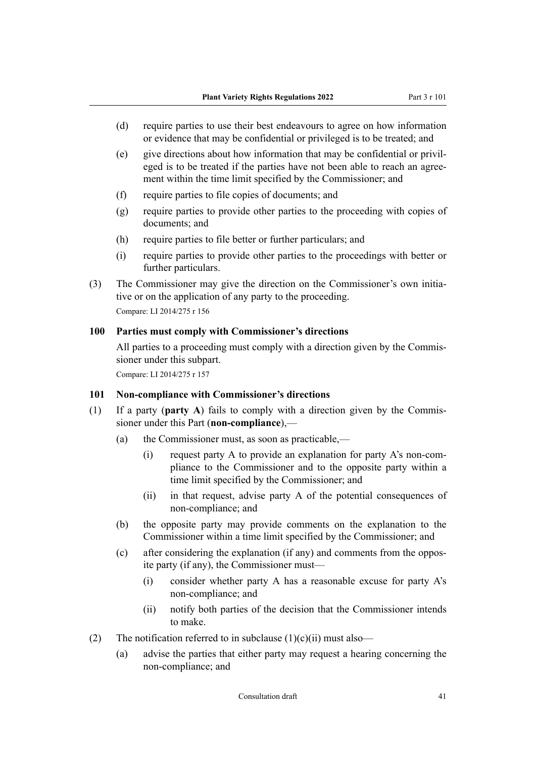- (d) require parties to use their best endeavours to agree on how information or evidence that may be confidential or privileged is to be treated; and
- (e) give directions about how information that may be confidential or privileged is to be treated if the parties have not been able to reach an agreement within the time limit specified by the Commissioner; and
- (f) require parties to file copies of documents; and
- (g) require parties to provide other parties to the proceeding with copies of documents; and
- (h) require parties to file better or further particulars; and
- (i) require parties to provide other parties to the proceedings with better or further particulars.

(3) The Commissioner may give the direction on the Commissioner's own initiative or on the application of any party to the proceeding.

Compare: LI 2014/275 r 156

### 100 Parties must comply with Commissioner's directions

All parties to a proceeding must comply with a direction given by the Commissioner under this subpart.

Compare: LI 2014/275 r 157

### 101 Non-compliance with Commissioner's directions

(1) If a party (**party A**) fails to comply with a direction given by the Commissioner under this Part (**non-compliance**),—

- (a) the Commissioner must, as soon as practicable,—
  - (i) request party A to provide an explanation for party A's non-compliance to the Commissioner and to the opposite party within a time limit specified by the Commissioner; and
  - (ii) in that request, advise party A of the potential consequences of non-compliance; and
- (b) the opposite party may provide comments on the explanation to the Commissioner within a time limit specified by the Commissioner; and
- (c) after considering the explanation (if any) and comments from the opposite party (if any), the Commissioner must—
  - (i) consider whether party A has a reasonable excuse for party A's non-compliance; and
  - (ii) notify both parties of the decision that the Commissioner intends to make.

(2) The notification referred to in subclause (1)(c)(ii) must also—

- (a) advise the parties that either party may request a hearing concerning the non-compliance; and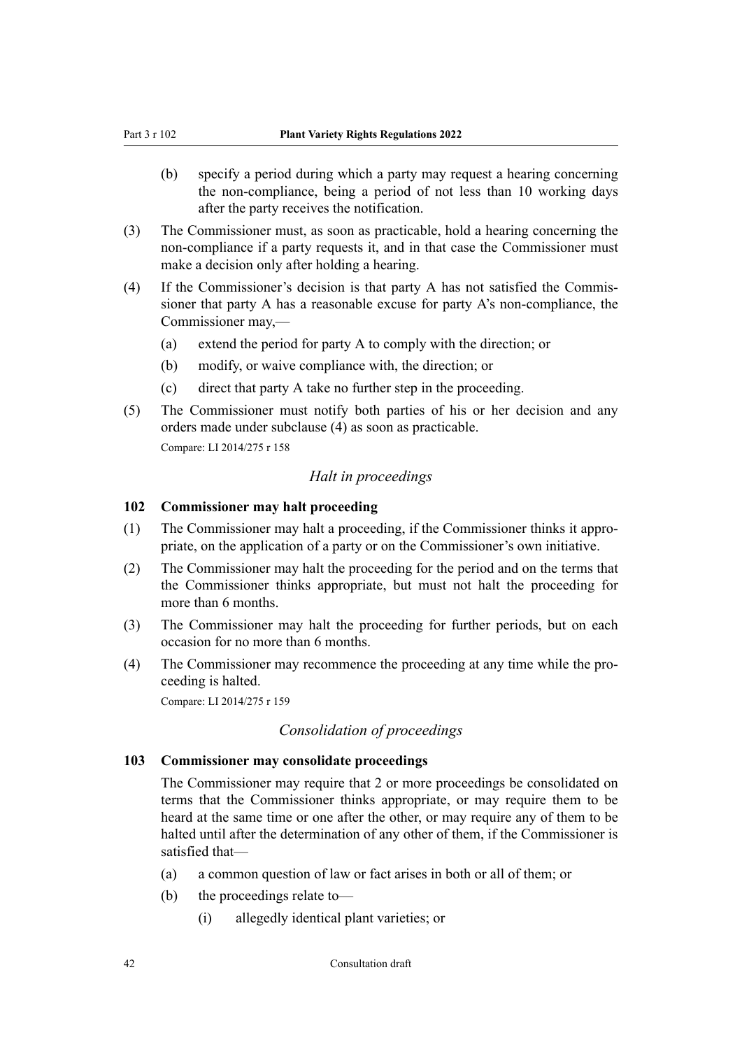- (b) specify a period during which a party may request a hearing concerning the non-compliance, being a period of not less than 10 working days after the party receives the notification.

(3) The Commissioner must, as soon as practicable, hold a hearing concerning the non-compliance if a party requests it, and in that case the Commissioner must make a decision only after holding a hearing.

(4) If the Commissioner's decision is that party A has not satisfied the Commissioner that party A has a reasonable excuse for party A's non-compliance, the Commissioner may,—

- (a) extend the period for party A to comply with the direction; or
- (b) modify, or waive compliance with, the direction; or
- (c) direct that party A take no further step in the proceeding.

(5) The Commissioner must notify both parties of his or her decision and any orders made under subclause (4) as soon as practicable.

Compare: LI 2014/275 r 158

*Halt in proceedings*

### 102 Commissioner may halt proceeding

(1) The Commissioner may halt a proceeding, if the Commissioner thinks it appropriate, on the application of a party or on the Commissioner's own initiative.

(2) The Commissioner may halt the proceeding for the period and on the terms that the Commissioner thinks appropriate, but must not halt the proceeding for more than 6 months.

(3) The Commissioner may halt the proceeding for further periods, but on each occasion for no more than 6 months.

(4) The Commissioner may recommence the proceeding at any time while the proceeding is halted.

Compare: LI 2014/275 r 159

*Consolidation of proceedings*

### 103 Commissioner may consolidate proceedings

The Commissioner may require that 2 or more proceedings be consolidated on terms that the Commissioner thinks appropriate, or may require them to be heard at the same time or one after the other, or may require any of them to be halted until after the determination of any other of them, if the Commissioner is satisfied that—

- (a) a common question of law or fact arises in both or all of them; or
- (b) the proceedings relate to—
  - (i) allegedly identical plant varieties; or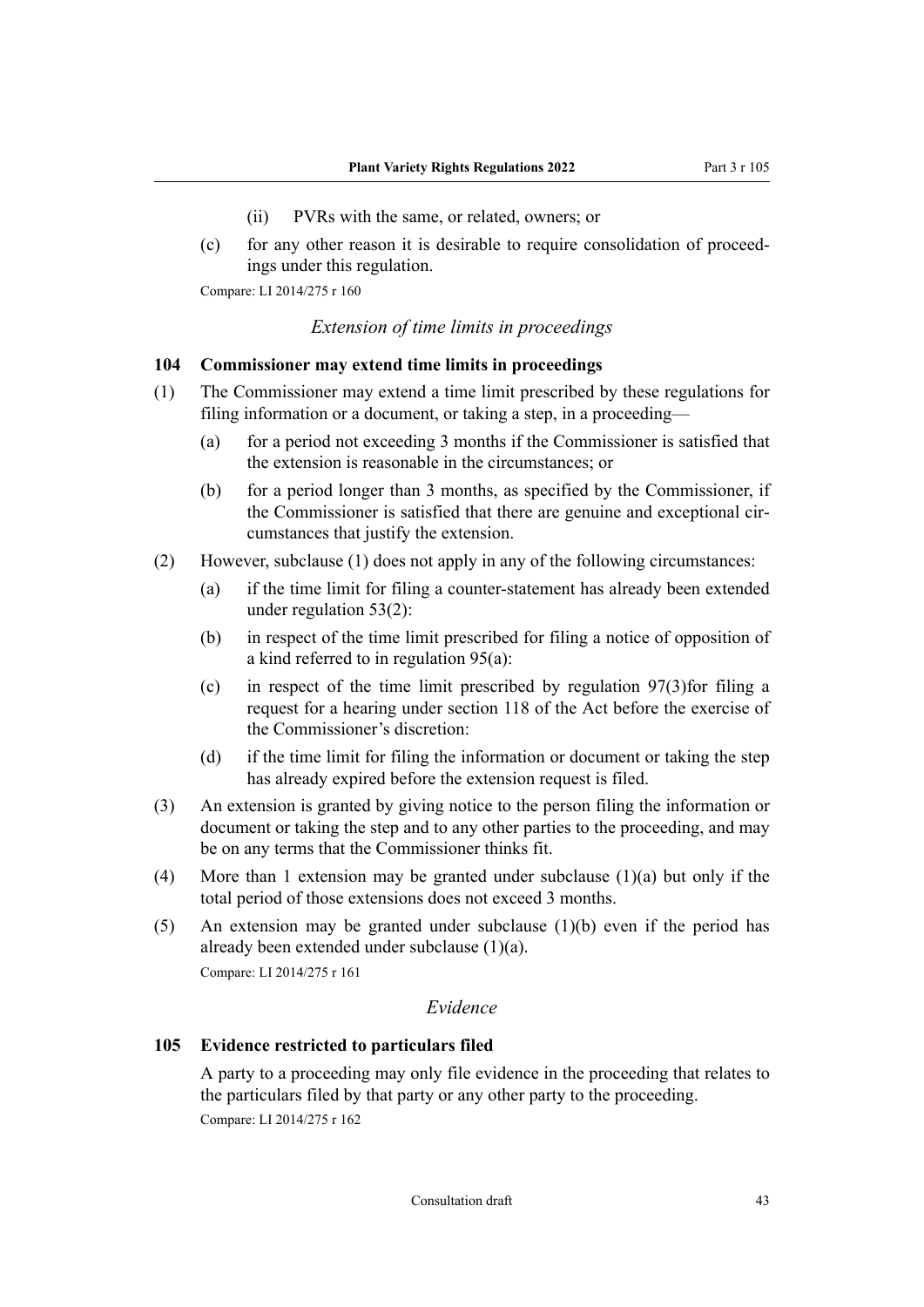(ii) PVRs with the same, or related, owners; or

(c) for any other reason it is desirable to require consolidation of proceedings under this regulation.

Compare: LI 2014/275 r 160

*Extension of time limits in proceedings*

### 104 Commissioner may extend time limits in proceedings

(1) The Commissioner may extend a time limit prescribed by these regulations for filing information or a document, or taking a step, in a proceeding—

(a) for a period not exceeding 3 months if the Commissioner is satisfied that the extension is reasonable in the circumstances; or

(b) for a period longer than 3 months, as specified by the Commissioner, if the Commissioner is satisfied that there are genuine and exceptional circumstances that justify the extension.

(2) However, subclause (1) does not apply in any of the following circumstances:

(a) if the time limit for filing a counter-statement has already been extended under regulation 53(2):

(b) in respect of the time limit prescribed for filing a notice of opposition of a kind referred to in regulation 95(a):

(c) in respect of the time limit prescribed by regulation 97(3)for filing a request for a hearing under section 118 of the Act before the exercise of the Commissioner's discretion:

(d) if the time limit for filing the information or document or taking the step has already expired before the extension request is filed.

(3) An extension is granted by giving notice to the person filing the information or document or taking the step and to any other parties to the proceeding, and may be on any terms that the Commissioner thinks fit.

(4) More than 1 extension may be granted under subclause (1)(a) but only if the total period of those extensions does not exceed 3 months.

(5) An extension may be granted under subclause (1)(b) even if the period has already been extended under subclause (1)(a).

Compare: LI 2014/275 r 161

*Evidence*

### 105 Evidence restricted to particulars filed

A party to a proceeding may only file evidence in the proceeding that relates to the particulars filed by that party or any other party to the proceeding.

Compare: LI 2014/275 r 162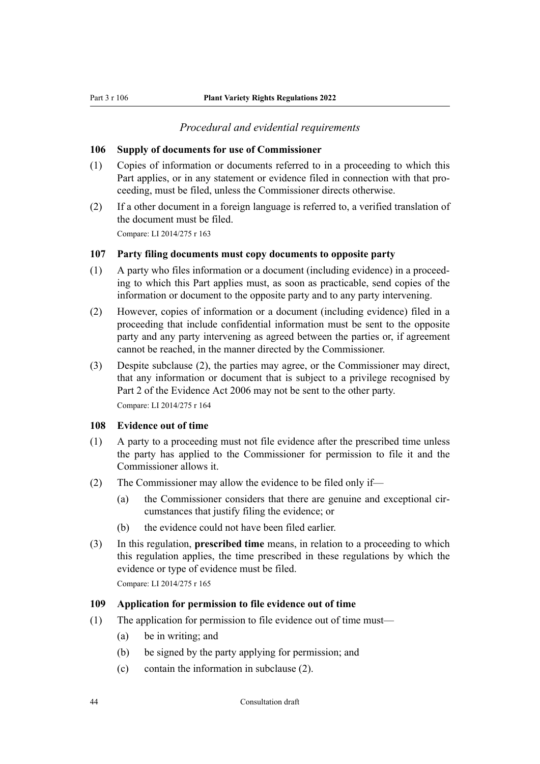*Procedural and evidential requirements*

**106 Supply of documents for use of Commissioner**

(1) Copies of information or documents referred to in a proceeding to which this Part applies, or in any statement or evidence filed in connection with that proceeding, must be filed, unless the Commissioner directs otherwise.

(2) If a other document in a foreign language is referred to, a verified translation of the document must be filed.

Compare: LI 2014/275 r 163

**107 Party filing documents must copy documents to opposite party**

(1) A party who files information or a document (including evidence) in a proceeding to which this Part applies must, as soon as practicable, send copies of the information or document to the opposite party and to any party intervening.

(2) However, copies of information or a document (including evidence) filed in a proceeding that include confidential information must be sent to the opposite party and any party intervening as agreed between the parties or, if agreement cannot be reached, in the manner directed by the Commissioner.

(3) Despite subclause (2), the parties may agree, or the Commissioner may direct, that any information or document that is subject to a privilege recognised by Part 2 of the Evidence Act 2006 may not be sent to the other party.

Compare: LI 2014/275 r 164

**108 Evidence out of time**

(1) A party to a proceeding must not file evidence after the prescribed time unless the party has applied to the Commissioner for permission to file it and the Commissioner allows it.

(2) The Commissioner may allow the evidence to be filed only if—

(a) the Commissioner considers that there are genuine and exceptional circumstances that justify filing the evidence; or

(b) the evidence could not have been filed earlier.

(3) In this regulation, **prescribed time** means, in relation to a proceeding to which this regulation applies, the time prescribed in these regulations by which the evidence or type of evidence must be filed.

Compare: LI 2014/275 r 165

**109 Application for permission to file evidence out of time**

(1) The application for permission to file evidence out of time must—

(a) be in writing; and

(b) be signed by the party applying for permission; and

(c) contain the information in subclause (2).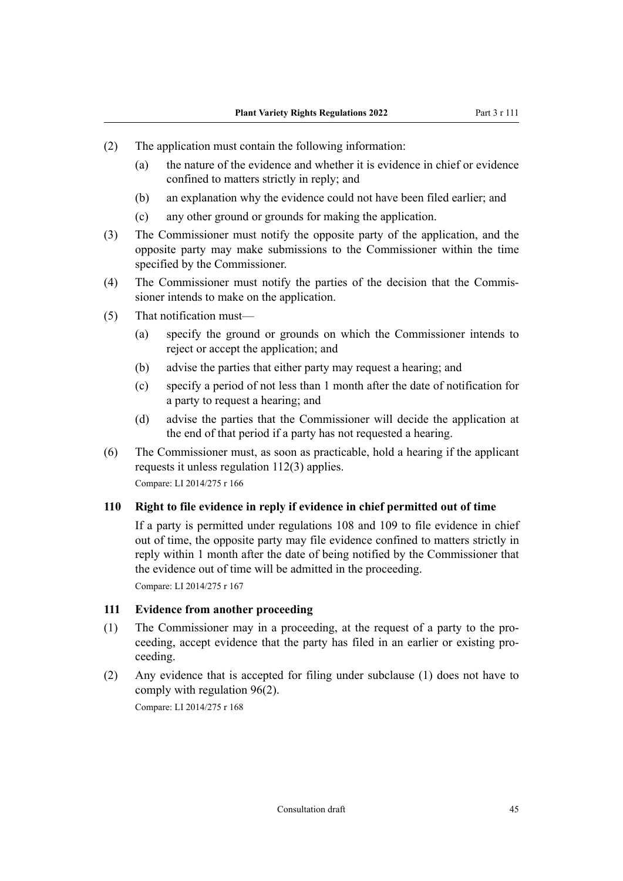(2) The application must contain the following information:

(a) the nature of the evidence and whether it is evidence in chief or evidence confined to matters strictly in reply; and

(b) an explanation why the evidence could not have been filed earlier; and

(c) any other ground or grounds for making the application.

(3) The Commissioner must notify the opposite party of the application, and the opposite party may make submissions to the Commissioner within the time specified by the Commissioner.

(4) The Commissioner must notify the parties of the decision that the Commissioner intends to make on the application.

(5) That notification must—

(a) specify the ground or grounds on which the Commissioner intends to reject or accept the application; and

(b) advise the parties that either party may request a hearing; and

(c) specify a period of not less than 1 month after the date of notification for a party to request a hearing; and

(d) advise the parties that the Commissioner will decide the application at the end of that period if a party has not requested a hearing.

(6) The Commissioner must, as soon as practicable, hold a hearing if the applicant requests it unless regulation 112(3) applies.

Compare: LI 2014/275 r 166

### 110 Right to file evidence in reply if evidence in chief permitted out of time

If a party is permitted under regulations 108 and 109 to file evidence in chief out of time, the opposite party may file evidence confined to matters strictly in reply within 1 month after the date of being notified by the Commissioner that the evidence out of time will be admitted in the proceeding.

Compare: LI 2014/275 r 167

### 111 Evidence from another proceeding

(1) The Commissioner may in a proceeding, at the request of a party to the proceeding, accept evidence that the party has filed in an earlier or existing proceeding.

(2) Any evidence that is accepted for filing under subclause (1) does not have to comply with regulation 96(2).

Compare: LI 2014/275 r 168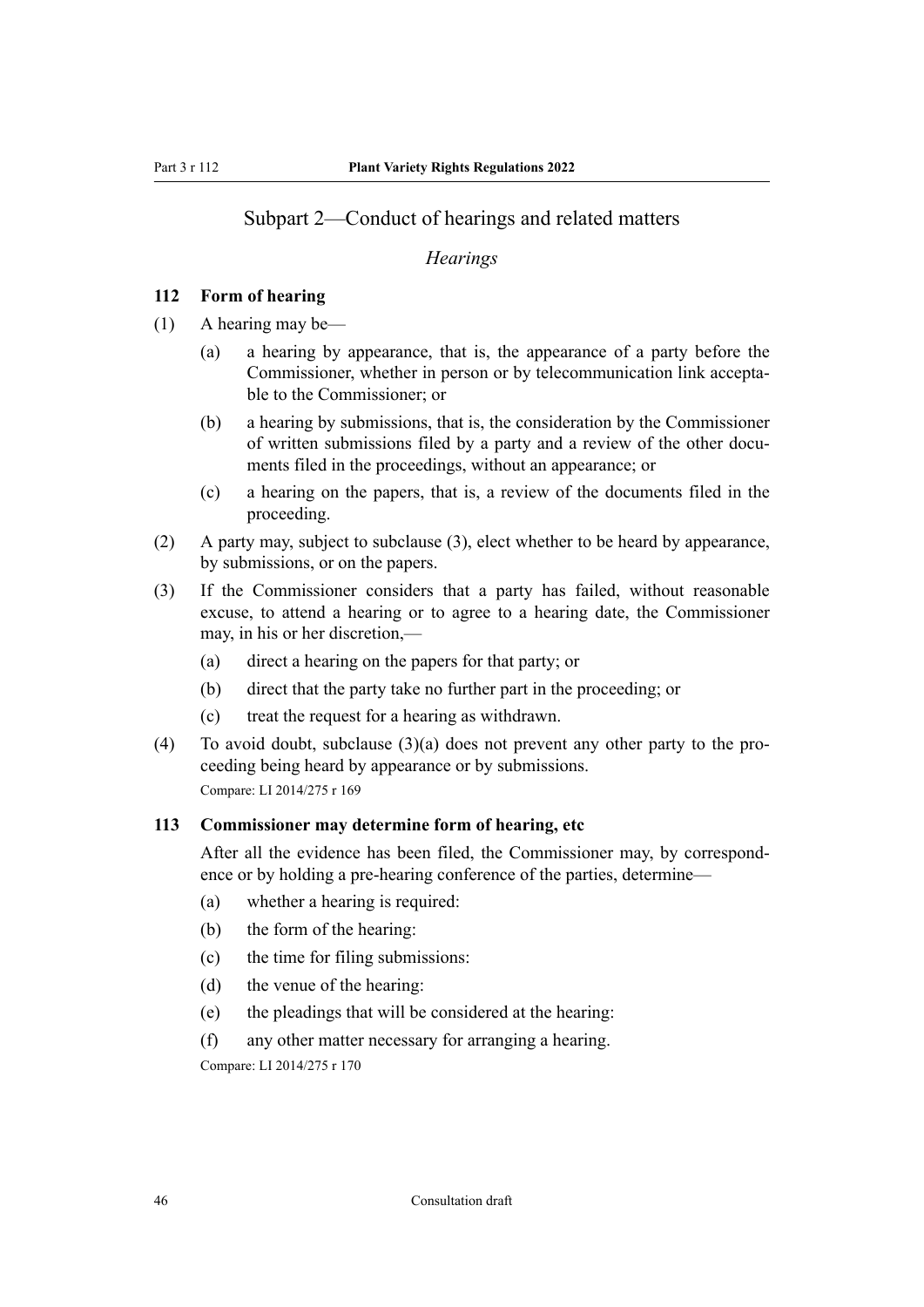## Subpart 2—Conduct of hearings and related matters

### *Hearings*

**112 Form of hearing**

(1) A hearing may be—

(a) a hearing by appearance, that is, the appearance of a party before the Commissioner, whether in person or by telecommunication link acceptable to the Commissioner; or

(b) a hearing by submissions, that is, the consideration by the Commissioner of written submissions filed by a party and a review of the other documents filed in the proceedings, without an appearance; or

(c) a hearing on the papers, that is, a review of the documents filed in the proceeding.

(2) A party may, subject to subclause (3), elect whether to be heard by appearance, by submissions, or on the papers.

(3) If the Commissioner considers that a party has failed, without reasonable excuse, to attend a hearing or to agree to a hearing date, the Commissioner may, in his or her discretion,—

(a) direct a hearing on the papers for that party; or

(b) direct that the party take no further part in the proceeding; or

(c) treat the request for a hearing as withdrawn.

(4) To avoid doubt, subclause (3)(a) does not prevent any other party to the proceeding being heard by appearance or by submissions.

Compare: LI 2014/275 r 169

**113 Commissioner may determine form of hearing, etc**

After all the evidence has been filed, the Commissioner may, by correspondence or by holding a pre-hearing conference of the parties, determine—

(a) whether a hearing is required:

(b) the form of the hearing:

(c) the time for filing submissions:

(d) the venue of the hearing:

(e) the pleadings that will be considered at the hearing:

(f) any other matter necessary for arranging a hearing.

Compare: LI 2014/275 r 170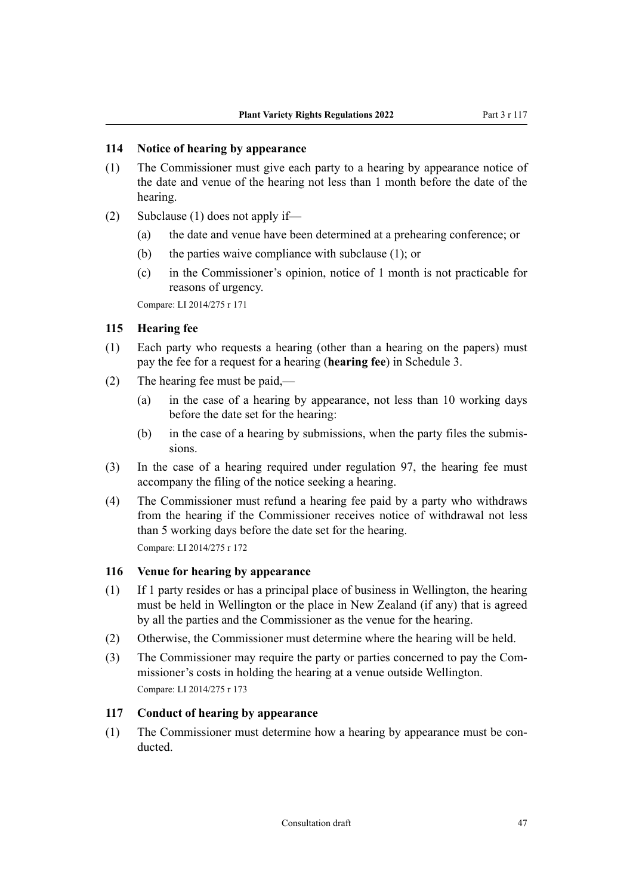## 114 Notice of hearing by appearance

(1) The Commissioner must give each party to a hearing by appearance notice of the date and venue of the hearing not less than 1 month before the date of the hearing.

(2) Subclause (1) does not apply if—

  (a) the date and venue have been determined at a prehearing conference; or

  (b) the parties waive compliance with subclause (1); or

  (c) in the Commissioner's opinion, notice of 1 month is not practicable for reasons of urgency.

Compare: LI 2014/275 r 171

## 115 Hearing fee

(1) Each party who requests a hearing (other than a hearing on the papers) must pay the fee for a request for a hearing (**hearing fee**) in Schedule 3.

(2) The hearing fee must be paid,—

  (a) in the case of a hearing by appearance, not less than 10 working days before the date set for the hearing:

  (b) in the case of a hearing by submissions, when the party files the submissions.

(3) In the case of a hearing required under regulation 97, the hearing fee must accompany the filing of the notice seeking a hearing.

(4) The Commissioner must refund a hearing fee paid by a party who withdraws from the hearing if the Commissioner receives notice of withdrawal not less than 5 working days before the date set for the hearing.

Compare: LI 2014/275 r 172

## 116 Venue for hearing by appearance

(1) If 1 party resides or has a principal place of business in Wellington, the hearing must be held in Wellington or the place in New Zealand (if any) that is agreed by all the parties and the Commissioner as the venue for the hearing.

(2) Otherwise, the Commissioner must determine where the hearing will be held.

(3) The Commissioner may require the party or parties concerned to pay the Commissioner's costs in holding the hearing at a venue outside Wellington.

Compare: LI 2014/275 r 173

## 117 Conduct of hearing by appearance

(1) The Commissioner must determine how a hearing by appearance must be conducted.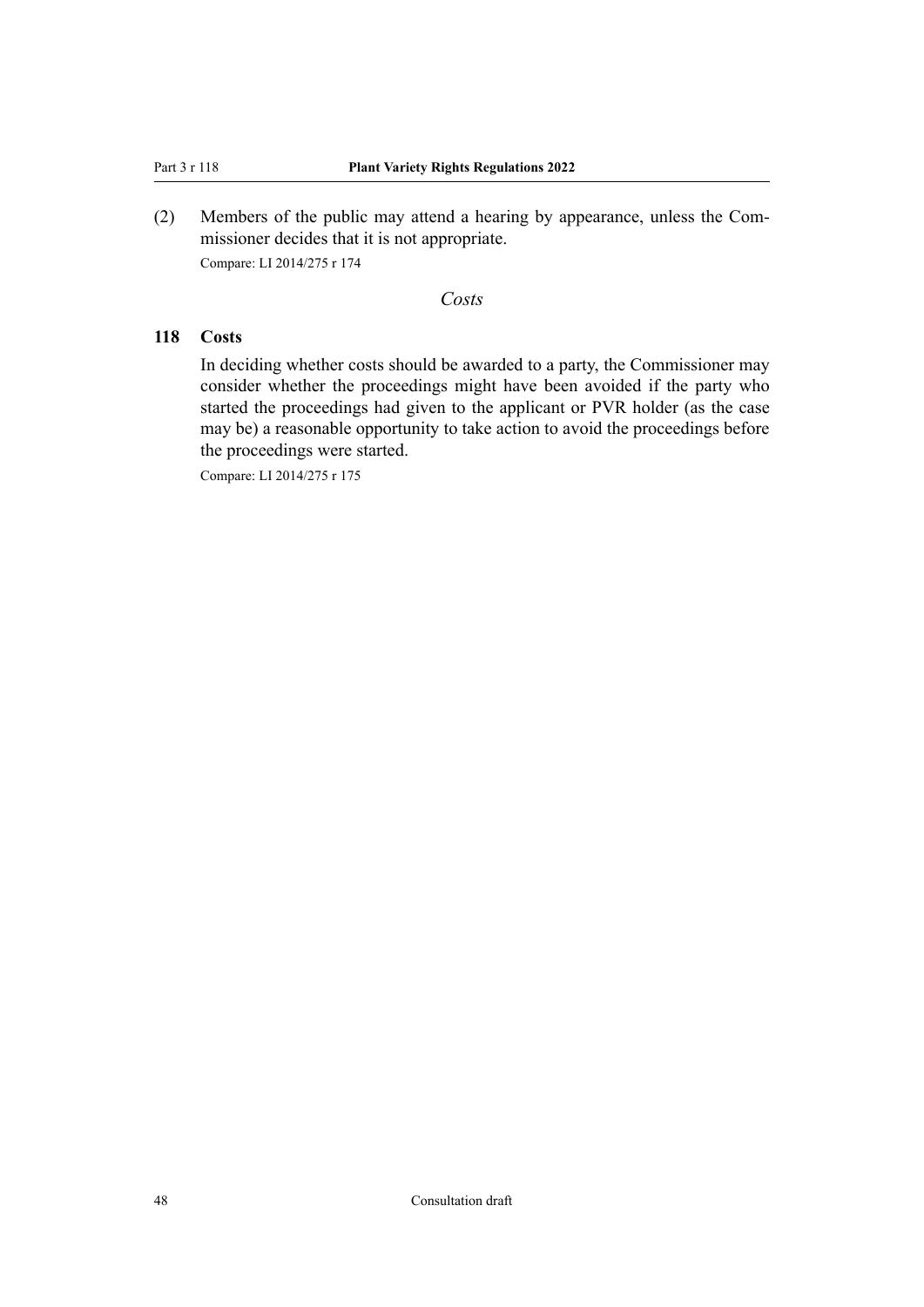(2) Members of the public may attend a hearing by appearance, unless the Commissioner decides that it is not appropriate.

Compare: LI 2014/275 r 174

*Costs*

**118 Costs**

In deciding whether costs should be awarded to a party, the Commissioner may consider whether the proceedings might have been avoided if the party who started the proceedings had given to the applicant or PVR holder (as the case may be) a reasonable opportunity to take action to avoid the proceedings before the proceedings were started.

Compare: LI 2014/275 r 175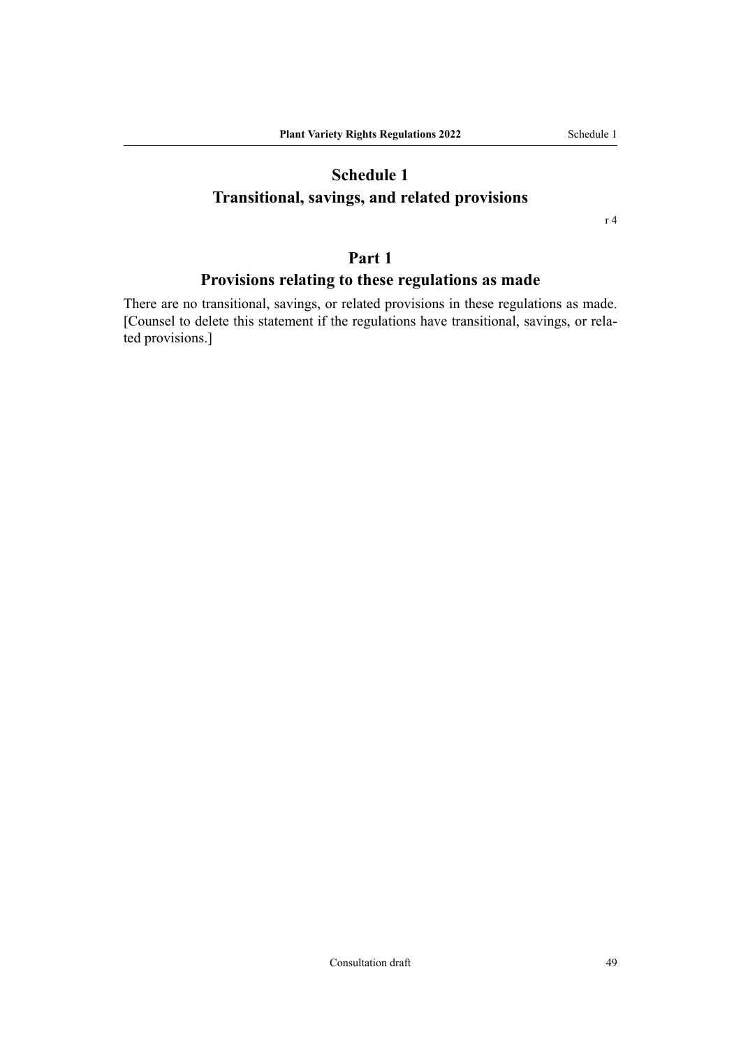# Schedule 1
# Transitional, savings, and related provisions

r 4

## Part 1
## Provisions relating to these regulations as made

There are no transitional, savings, or related provisions in these regulations as made. [Counsel to delete this statement if the regulations have transitional, savings, or related provisions.]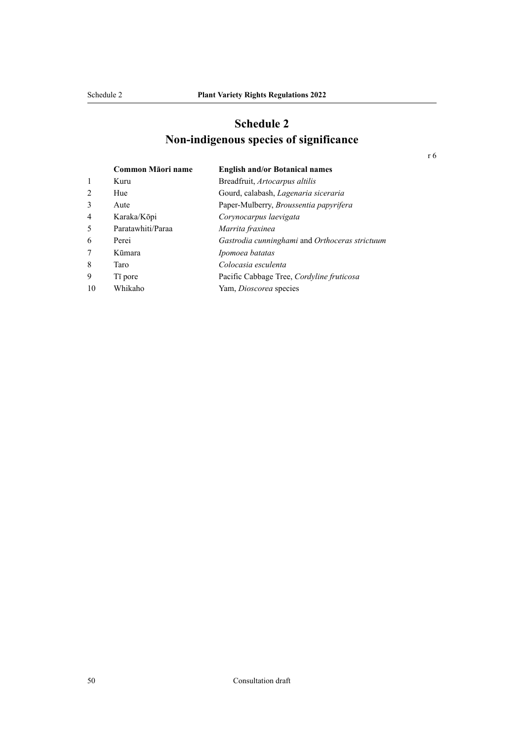# Schedule 2
# Non-indigenous species of significance

r 6

| | Common Māori name | English and/or Botanical names |
|---|---|---|
| 1 | Kuru | Breadfruit, *Artocarpus altilis* |
| 2 | Hue | Gourd, calabash, *Lagenaria siceraria* |
| 3 | Aute | Paper-Mulberry, *Broussentia papyrifera* |
| 4 | Karaka/Kōpi | *Corynocarpus laevigata* |
| 5 | Paratawhiti/Paraa | *Marrita fraxinea* |
| 6 | Perei | *Gastrodia cunninghami* and *Orthoceras strictuum* |
| 7 | Kūmara | *Ipomoea batatas* |
| 8 | Taro | *Colocasia esculenta* |
| 9 | Tī pore | Pacific Cabbage Tree, *Cordyline fruticosa* |
| 10 | Whikaho | Yam, *Dioscorea* species |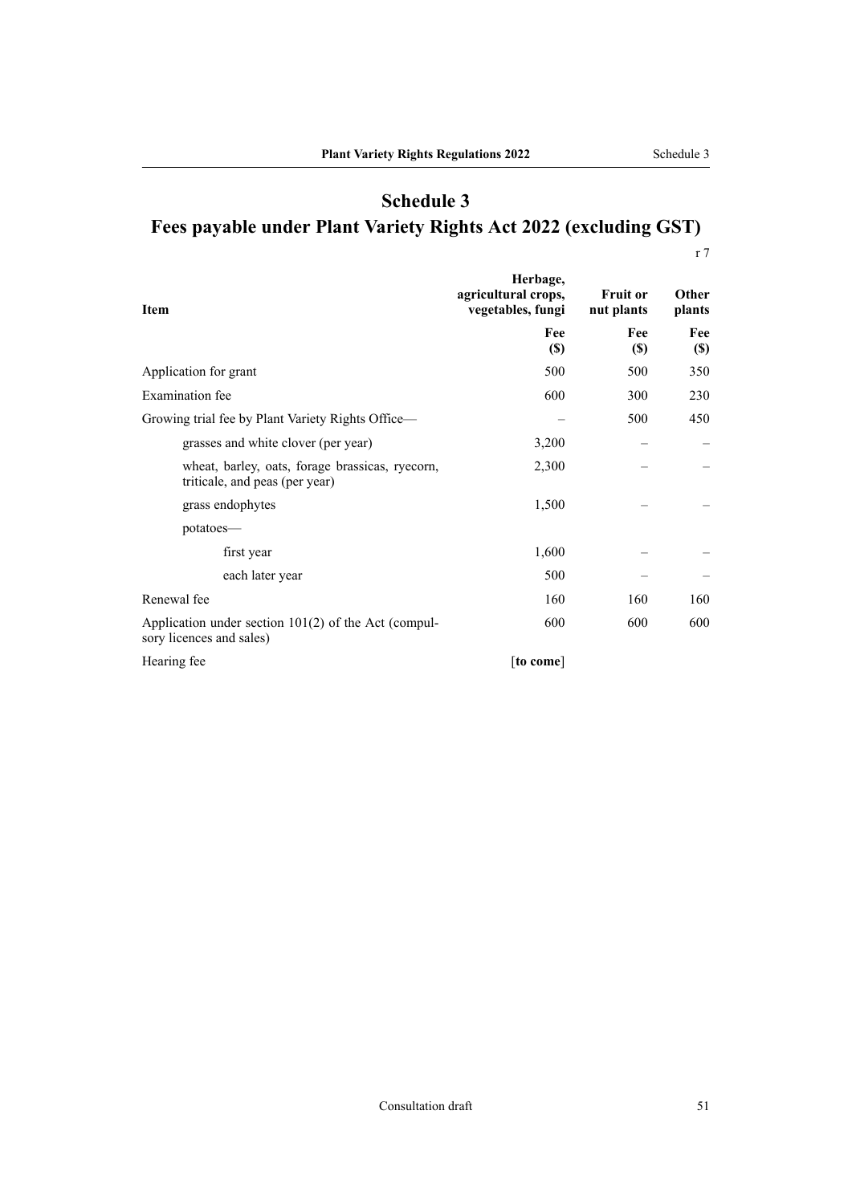# Schedule 3
## Fees payable under Plant Variety Rights Act 2022 (excluding GST)

r 7

| Item | Herbage, agricultural crops, vegetables, fungi | Fruit or nut plants | Other plants |
|---|---|---|---|
| | Fee ($) | Fee ($) | Fee ($) |
| Application for grant | 500 | 500 | 350 |
| Examination fee | 600 | 300 | 230 |
| Growing trial fee by Plant Variety Rights Office— | – | 500 | 450 |
| grasses and white clover (per year) | 3,200 | – | – |
| wheat, barley, oats, forage brassicas, ryecorn, triticale, and peas (per year) | 2,300 | – | – |
| grass endophytes | 1,500 | – | – |
| potatoes— | | | |
| first year | 1,600 | – | – |
| each later year | 500 | – | – |
| Renewal fee | 160 | 160 | 160 |
| Application under section 101(2) of the Act (compulsory licences and sales) | 600 | 600 | 600 |
| Hearing fee | [**to come**] | | |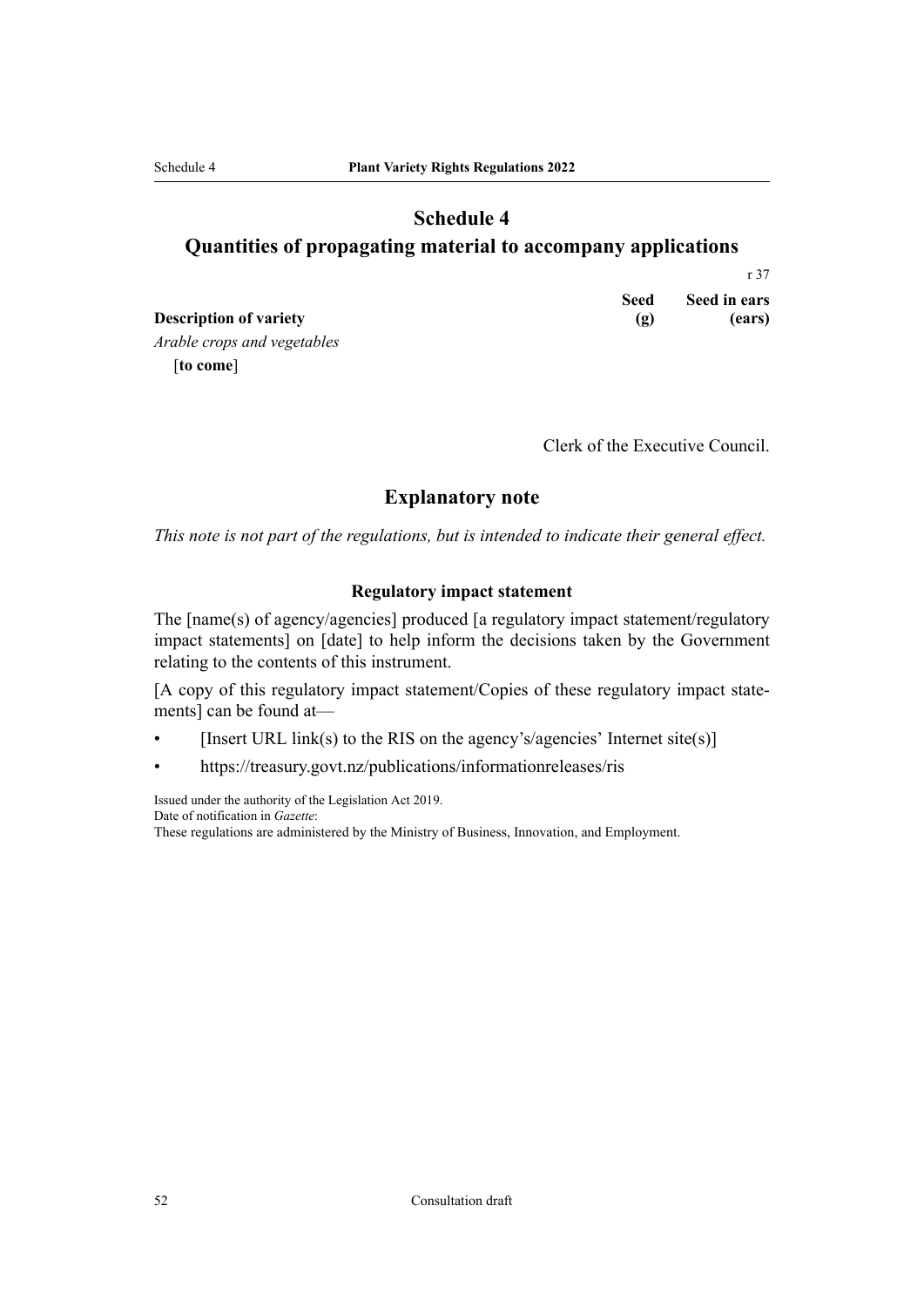# Schedule 4
## Quantities of propagating material to accompany applications

r 37

| Description of variety | Seed (g) | Seed in ears (ears) |
|---|---|---|
| *Arable crops and vegetables* | | |
| [**to come**] | | |

Clerk of the Executive Council.

## Explanatory note

*This note is not part of the regulations, but is intended to indicate their general effect.*

### Regulatory impact statement

The [name(s) of agency/agencies] produced [a regulatory impact statement/regulatory impact statements] on [date] to help inform the decisions taken by the Government relating to the contents of this instrument.

[A copy of this regulatory impact statement/Copies of these regulatory impact statements] can be found at—

- [Insert URL link(s) to the RIS on the agency's/agencies' Internet site(s)]
- https://treasury.govt.nz/publications/informationreleases/ris

Issued under the authority of the Legislation Act 2019.
Date of notification in *Gazette*:
These regulations are administered by the Ministry of Business, Innovation, and Employment.